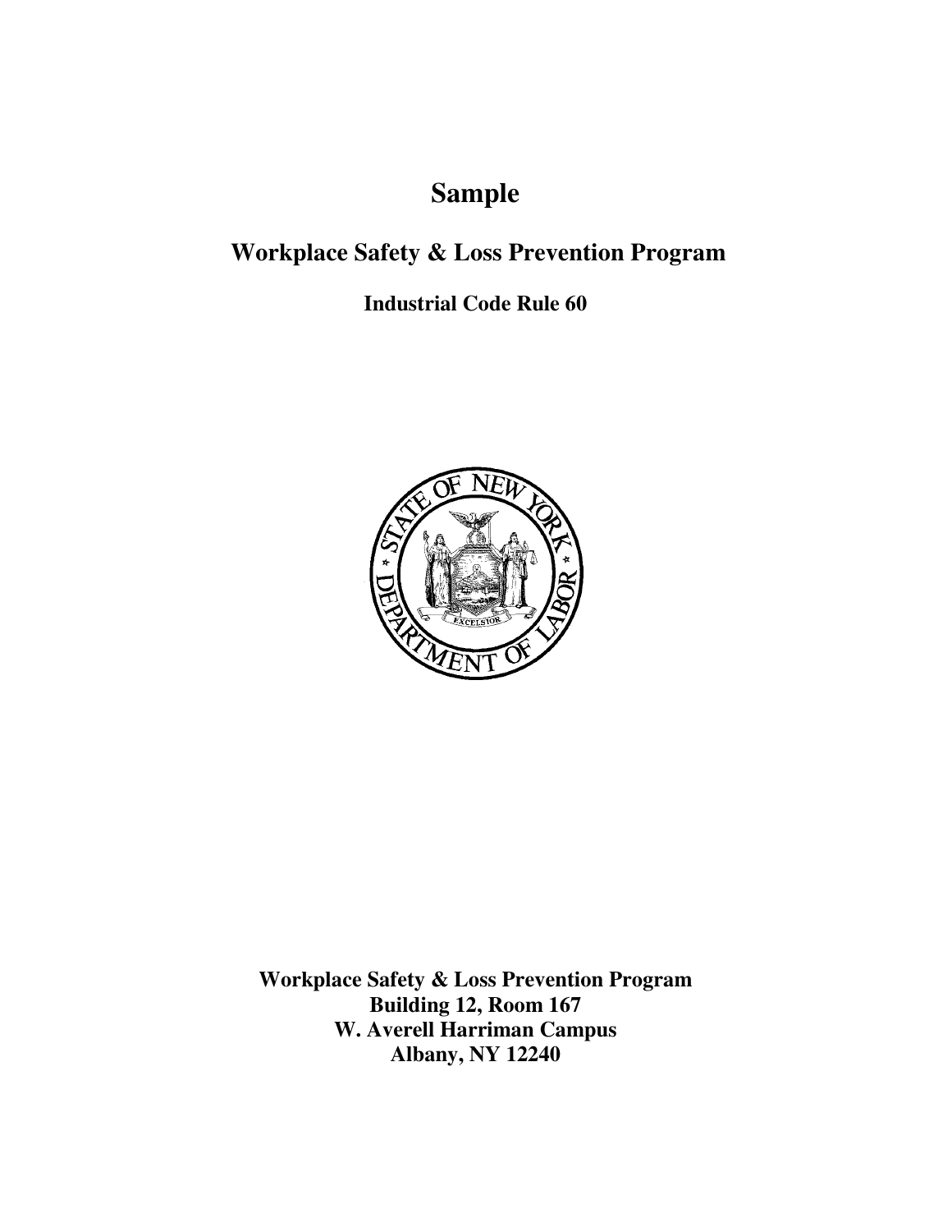# Sample

## Workplace Safety & Loss Prevention Program

### Industrial Code Rule 60

**Workplace Safety & Loss Prevention Program**
**Building 12, Room 167**
**W. Averell Harriman Campus**
**Albany, NY 12240**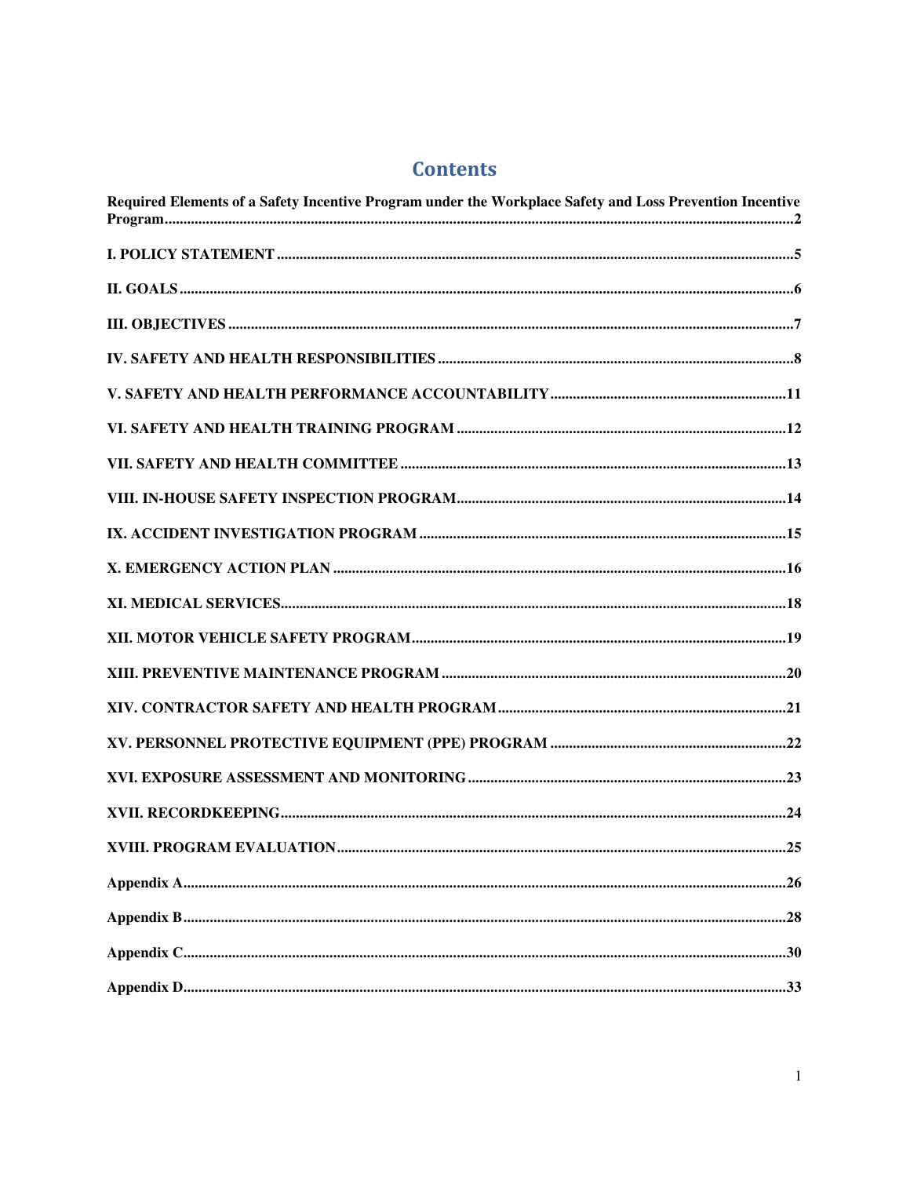# Contents

Required Elements of a Safety Incentive Program under the Workplace Safety and Loss Prevention Incentive Program ..... 2

I. POLICY STATEMENT ..... 5

II. GOALS ..... 6

III. OBJECTIVES ..... 7

IV. SAFETY AND HEALTH RESPONSIBILITIES ..... 8

V. SAFETY AND HEALTH PERFORMANCE ACCOUNTABILITY ..... 11

VI. SAFETY AND HEALTH TRAINING PROGRAM ..... 12

VII. SAFETY AND HEALTH COMMITTEE ..... 13

VIII. IN-HOUSE SAFETY INSPECTION PROGRAM ..... 14

IX. ACCIDENT INVESTIGATION PROGRAM ..... 15

X. EMERGENCY ACTION PLAN ..... 16

XI. MEDICAL SERVICES ..... 18

XII. MOTOR VEHICLE SAFETY PROGRAM ..... 19

XIII. PREVENTIVE MAINTENANCE PROGRAM ..... 20

XIV. CONTRACTOR SAFETY AND HEALTH PROGRAM ..... 21

XV. PERSONNEL PROTECTIVE EQUIPMENT (PPE) PROGRAM ..... 22

XVI. EXPOSURE ASSESSMENT AND MONITORING ..... 23

XVII. RECORDKEEPING ..... 24

XVIII. PROGRAM EVALUATION ..... 25

Appendix A ..... 26

Appendix B ..... 28

Appendix C ..... 30

Appendix D ..... 33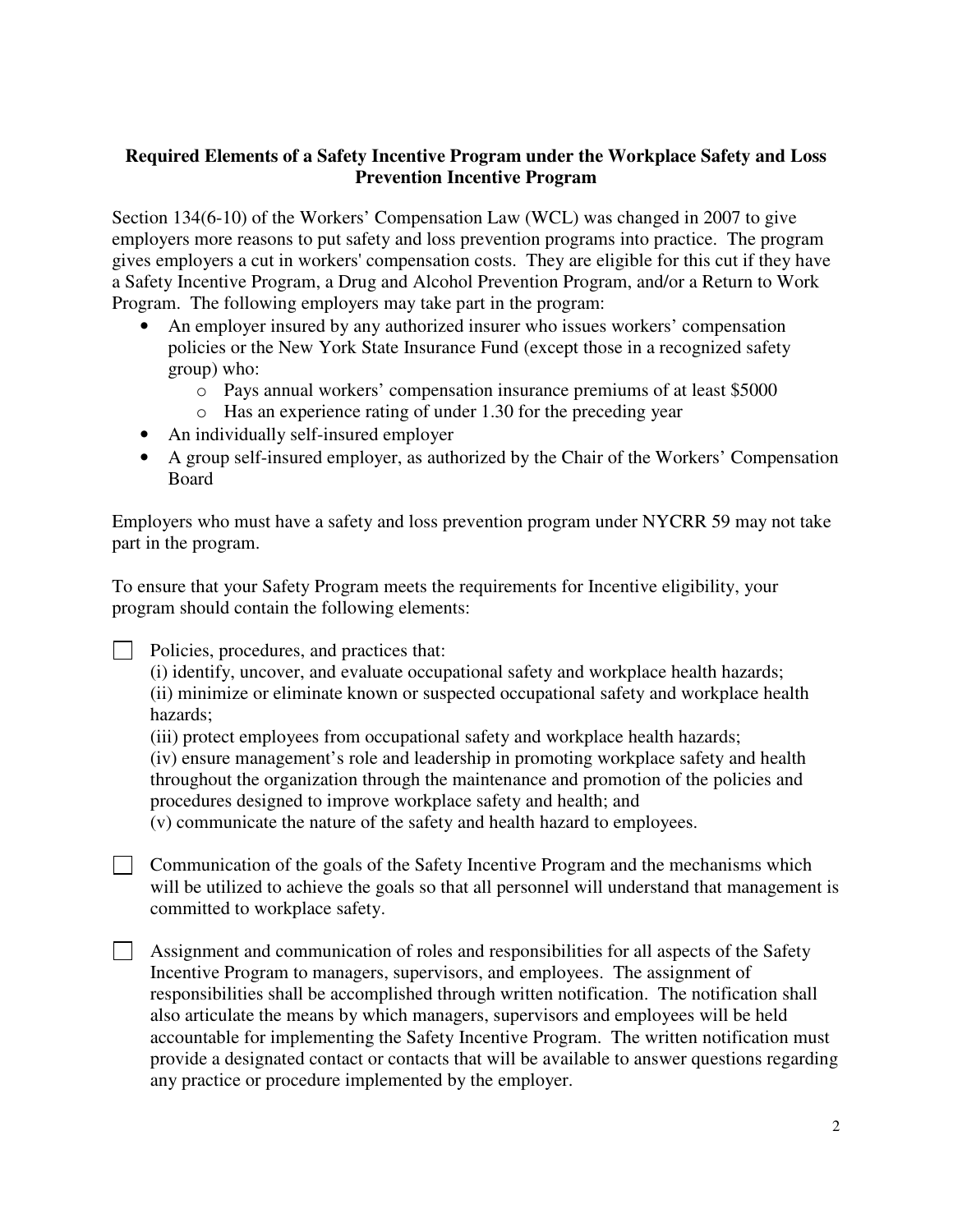## Required Elements of a Safety Incentive Program under the Workplace Safety and Loss Prevention Incentive Program

Section 134(6-10) of the Workers' Compensation Law (WCL) was changed in 2007 to give employers more reasons to put safety and loss prevention programs into practice. The program gives employers a cut in workers' compensation costs. They are eligible for this cut if they have a Safety Incentive Program, a Drug and Alcohol Prevention Program, and/or a Return to Work Program. The following employers may take part in the program:

- An employer insured by any authorized insurer who issues workers' compensation policies or the New York State Insurance Fund (except those in a recognized safety group) who:
  - Pays annual workers' compensation insurance premiums of at least $5000
  - Has an experience rating of under 1.30 for the preceding year
- An individually self-insured employer
- A group self-insured employer, as authorized by the Chair of the Workers' Compensation Board

Employers who must have a safety and loss prevention program under NYCRR 59 may not take part in the program.

To ensure that your Safety Program meets the requirements for Incentive eligibility, your program should contain the following elements:

- [ ] Policies, procedures, and practices that:
  (i) identify, uncover, and evaluate occupational safety and workplace health hazards;
  (ii) minimize or eliminate known or suspected occupational safety and workplace health hazards;
  (iii) protect employees from occupational safety and workplace health hazards;
  (iv) ensure management's role and leadership in promoting workplace safety and health throughout the organization through the maintenance and promotion of the policies and procedures designed to improve workplace safety and health; and
  (v) communicate the nature of the safety and health hazard to employees.

- [ ] Communication of the goals of the Safety Incentive Program and the mechanisms which will be utilized to achieve the goals so that all personnel will understand that management is committed to workplace safety.

- [ ] Assignment and communication of roles and responsibilities for all aspects of the Safety Incentive Program to managers, supervisors, and employees. The assignment of responsibilities shall be accomplished through written notification. The notification shall also articulate the means by which managers, supervisors and employees will be held accountable for implementing the Safety Incentive Program. The written notification must provide a designated contact or contacts that will be available to answer questions regarding any practice or procedure implemented by the employer.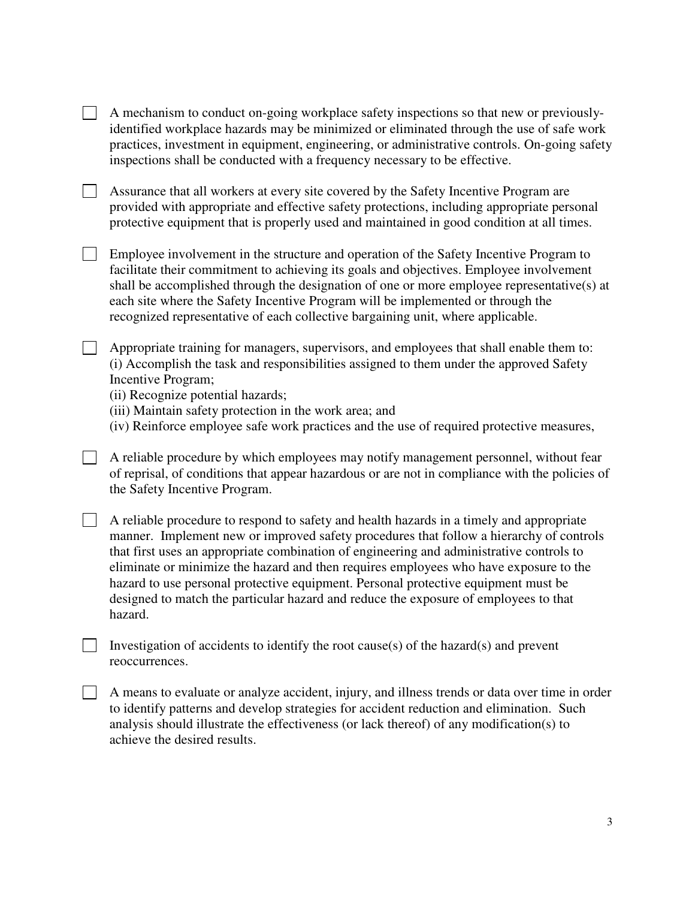- [ ] A mechanism to conduct on-going workplace safety inspections so that new or previously-identified workplace hazards may be minimized or eliminated through the use of safe work practices, investment in equipment, engineering, or administrative controls. On-going safety inspections shall be conducted with a frequency necessary to be effective.

- [ ] Assurance that all workers at every site covered by the Safety Incentive Program are provided with appropriate and effective safety protections, including appropriate personal protective equipment that is properly used and maintained in good condition at all times.

- [ ] Employee involvement in the structure and operation of the Safety Incentive Program to facilitate their commitment to achieving its goals and objectives. Employee involvement shall be accomplished through the designation of one or more employee representative(s) at each site where the Safety Incentive Program will be implemented or through the recognized representative of each collective bargaining unit, where applicable.

- [ ] Appropriate training for managers, supervisors, and employees that shall enable them to:
  (i) Accomplish the task and responsibilities assigned to them under the approved Safety Incentive Program;
  (ii) Recognize potential hazards;
  (iii) Maintain safety protection in the work area; and
  (iv) Reinforce employee safe work practices and the use of required protective measures,

- [ ] A reliable procedure by which employees may notify management personnel, without fear of reprisal, of conditions that appear hazardous or are not in compliance with the policies of the Safety Incentive Program.

- [ ] A reliable procedure to respond to safety and health hazards in a timely and appropriate manner. Implement new or improved safety procedures that follow a hierarchy of controls that first uses an appropriate combination of engineering and administrative controls to eliminate or minimize the hazard and then requires employees who have exposure to the hazard to use personal protective equipment. Personal protective equipment must be designed to match the particular hazard and reduce the exposure of employees to that hazard.

- [ ] Investigation of accidents to identify the root cause(s) of the hazard(s) and prevent reoccurrences.

- [ ] A means to evaluate or analyze accident, injury, and illness trends or data over time in order to identify patterns and develop strategies for accident reduction and elimination. Such analysis should illustrate the effectiveness (or lack thereof) of any modification(s) to achieve the desired results.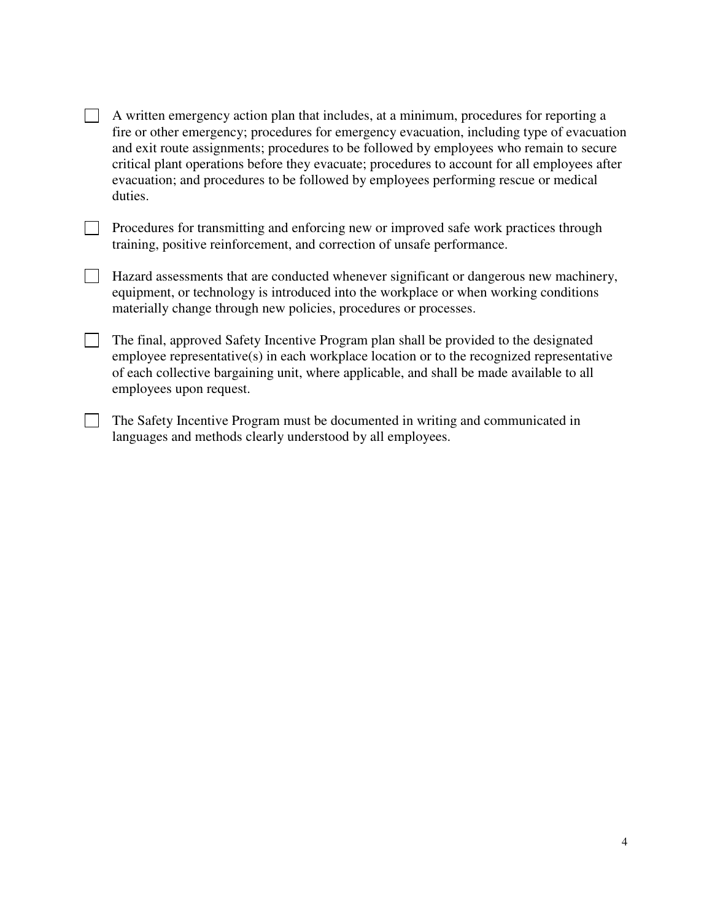- [ ] A written emergency action plan that includes, at a minimum, procedures for reporting a fire or other emergency; procedures for emergency evacuation, including type of evacuation and exit route assignments; procedures to be followed by employees who remain to secure critical plant operations before they evacuate; procedures to account for all employees after evacuation; and procedures to be followed by employees performing rescue or medical duties.

- [ ] Procedures for transmitting and enforcing new or improved safe work practices through training, positive reinforcement, and correction of unsafe performance.

- [ ] Hazard assessments that are conducted whenever significant or dangerous new machinery, equipment, or technology is introduced into the workplace or when working conditions materially change through new policies, procedures or processes.

- [ ] The final, approved Safety Incentive Program plan shall be provided to the designated employee representative(s) in each workplace location or to the recognized representative of each collective bargaining unit, where applicable, and shall be made available to all employees upon request.

- [ ] The Safety Incentive Program must be documented in writing and communicated in languages and methods clearly understood by all employees.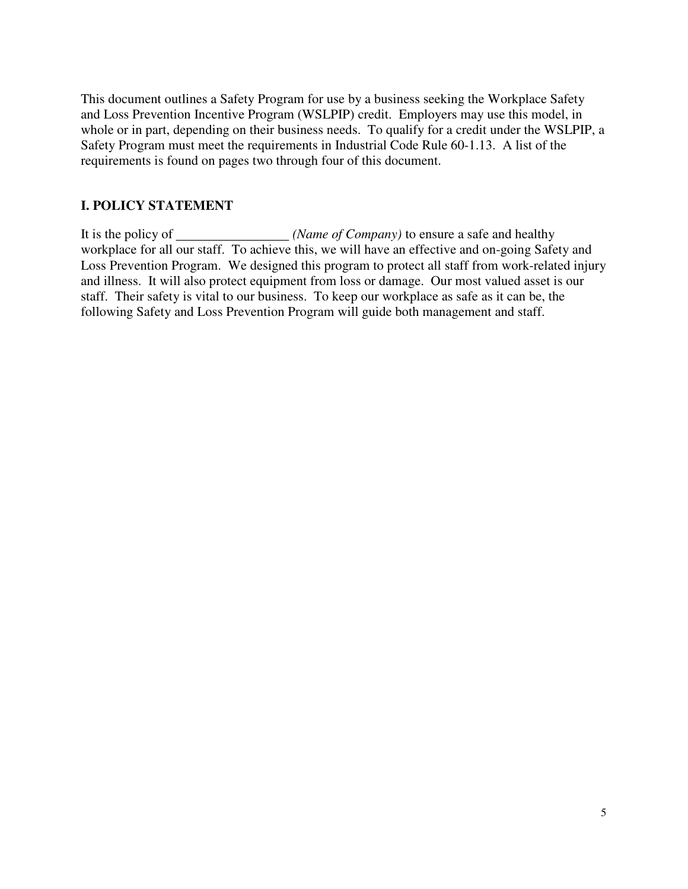This document outlines a Safety Program for use by a business seeking the Workplace Safety and Loss Prevention Incentive Program (WSLPIP) credit. Employers may use this model, in whole or in part, depending on their business needs. To qualify for a credit under the WSLPIP, a Safety Program must meet the requirements in Industrial Code Rule 60-1.13. A list of the requirements is found on pages two through four of this document.

## I. POLICY STATEMENT

It is the policy of ________________ *(Name of Company)* to ensure a safe and healthy workplace for all our staff. To achieve this, we will have an effective and on-going Safety and Loss Prevention Program. We designed this program to protect all staff from work-related injury and illness. It will also protect equipment from loss or damage. Our most valued asset is our staff. Their safety is vital to our business. To keep our workplace as safe as it can be, the following Safety and Loss Prevention Program will guide both management and staff.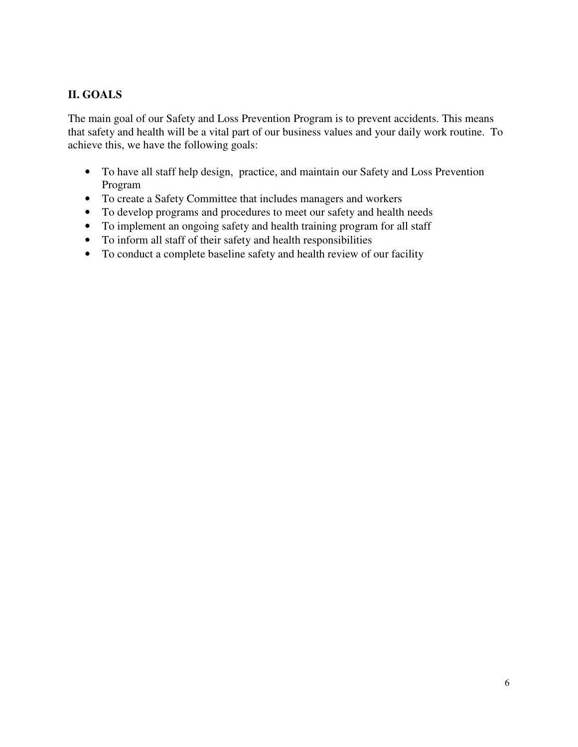## II. GOALS

The main goal of our Safety and Loss Prevention Program is to prevent accidents. This means that safety and health will be a vital part of our business values and your daily work routine. To achieve this, we have the following goals:

- To have all staff help design, practice, and maintain our Safety and Loss Prevention Program
- To create a Safety Committee that includes managers and workers
- To develop programs and procedures to meet our safety and health needs
- To implement an ongoing safety and health training program for all staff
- To inform all staff of their safety and health responsibilities
- To conduct a complete baseline safety and health review of our facility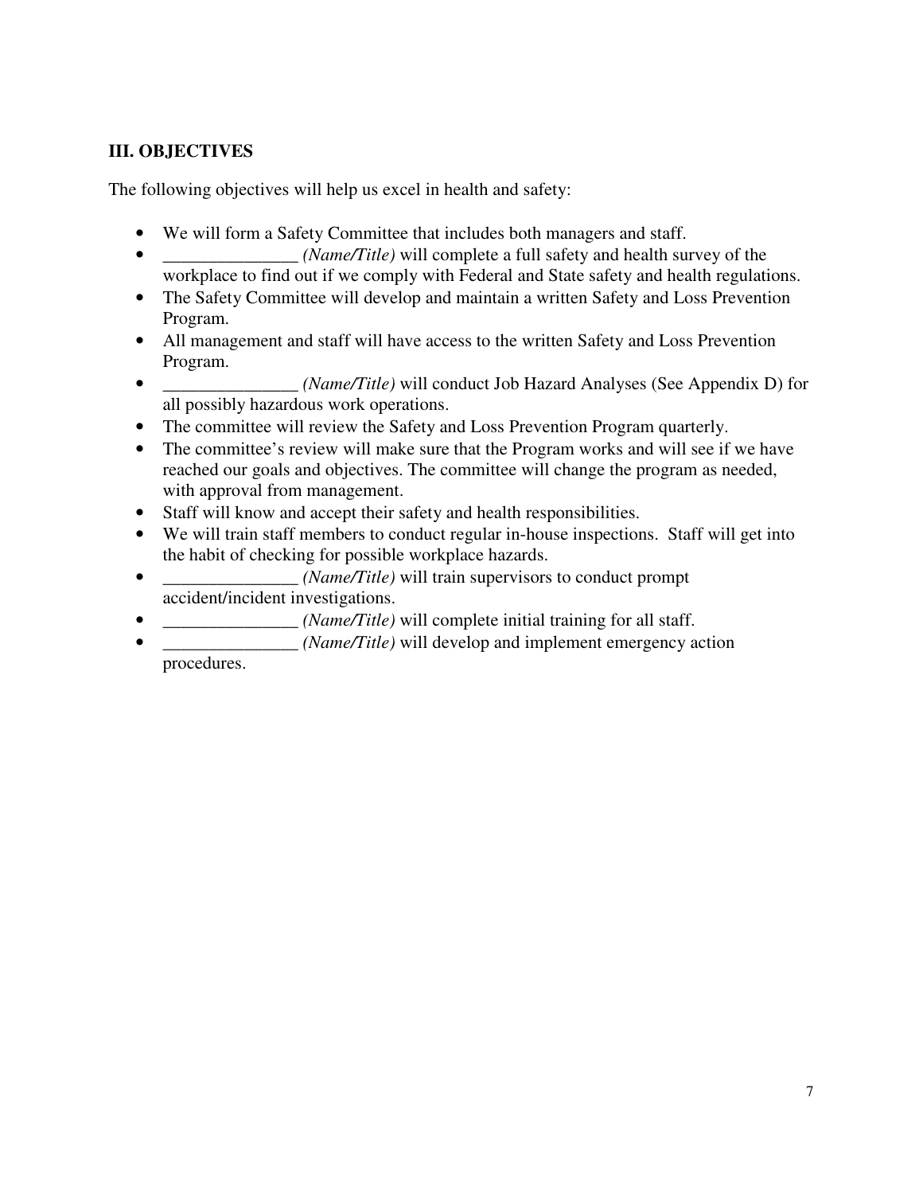## III. OBJECTIVES

The following objectives will help us excel in health and safety:

- We will form a Safety Committee that includes both managers and staff.
- _______________ *(Name/Title)* will complete a full safety and health survey of the workplace to find out if we comply with Federal and State safety and health regulations.
- The Safety Committee will develop and maintain a written Safety and Loss Prevention Program.
- All management and staff will have access to the written Safety and Loss Prevention Program.
- _______________ *(Name/Title)* will conduct Job Hazard Analyses (See Appendix D) for all possibly hazardous work operations.
- The committee will review the Safety and Loss Prevention Program quarterly.
- The committee's review will make sure that the Program works and will see if we have reached our goals and objectives. The committee will change the program as needed, with approval from management.
- Staff will know and accept their safety and health responsibilities.
- We will train staff members to conduct regular in-house inspections. Staff will get into the habit of checking for possible workplace hazards.
- _______________ *(Name/Title)* will train supervisors to conduct prompt accident/incident investigations.
- _______________ *(Name/Title)* will complete initial training for all staff.
- _______________ *(Name/Title)* will develop and implement emergency action procedures.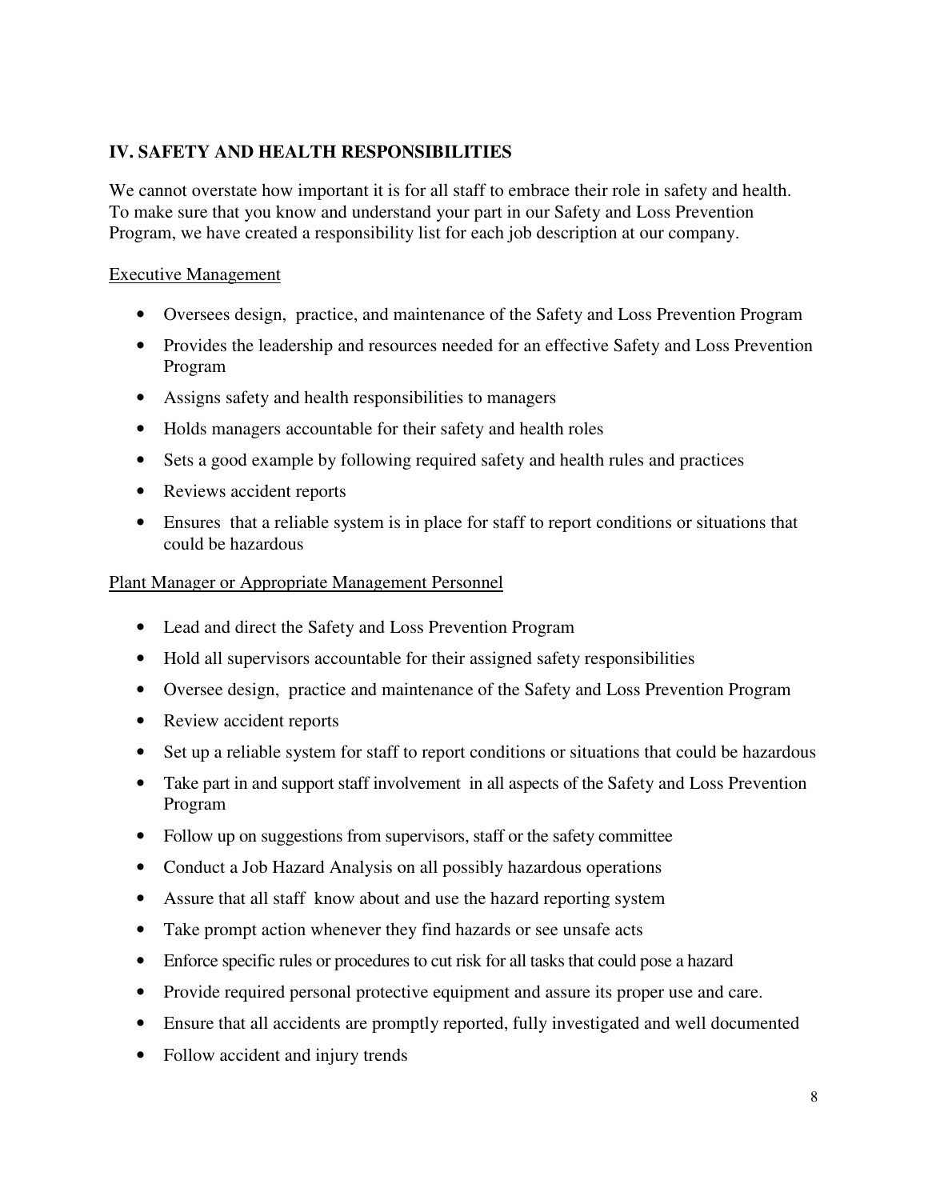## IV. SAFETY AND HEALTH RESPONSIBILITIES

We cannot overstate how important it is for all staff to embrace their role in safety and health. To make sure that you know and understand your part in our Safety and Loss Prevention Program, we have created a responsibility list for each job description at our company.

Executive Management

- Oversees design, practice, and maintenance of the Safety and Loss Prevention Program
- Provides the leadership and resources needed for an effective Safety and Loss Prevention Program
- Assigns safety and health responsibilities to managers
- Holds managers accountable for their safety and health roles
- Sets a good example by following required safety and health rules and practices
- Reviews accident reports
- Ensures that a reliable system is in place for staff to report conditions or situations that could be hazardous

Plant Manager or Appropriate Management Personnel

- Lead and direct the Safety and Loss Prevention Program
- Hold all supervisors accountable for their assigned safety responsibilities
- Oversee design, practice and maintenance of the Safety and Loss Prevention Program
- Review accident reports
- Set up a reliable system for staff to report conditions or situations that could be hazardous
- Take part in and support staff involvement in all aspects of the Safety and Loss Prevention Program
- Follow up on suggestions from supervisors, staff or the safety committee
- Conduct a Job Hazard Analysis on all possibly hazardous operations
- Assure that all staff know about and use the hazard reporting system
- Take prompt action whenever they find hazards or see unsafe acts
- Enforce specific rules or procedures to cut risk for all tasks that could pose a hazard
- Provide required personal protective equipment and assure its proper use and care.
- Ensure that all accidents are promptly reported, fully investigated and well documented
- Follow accident and injury trends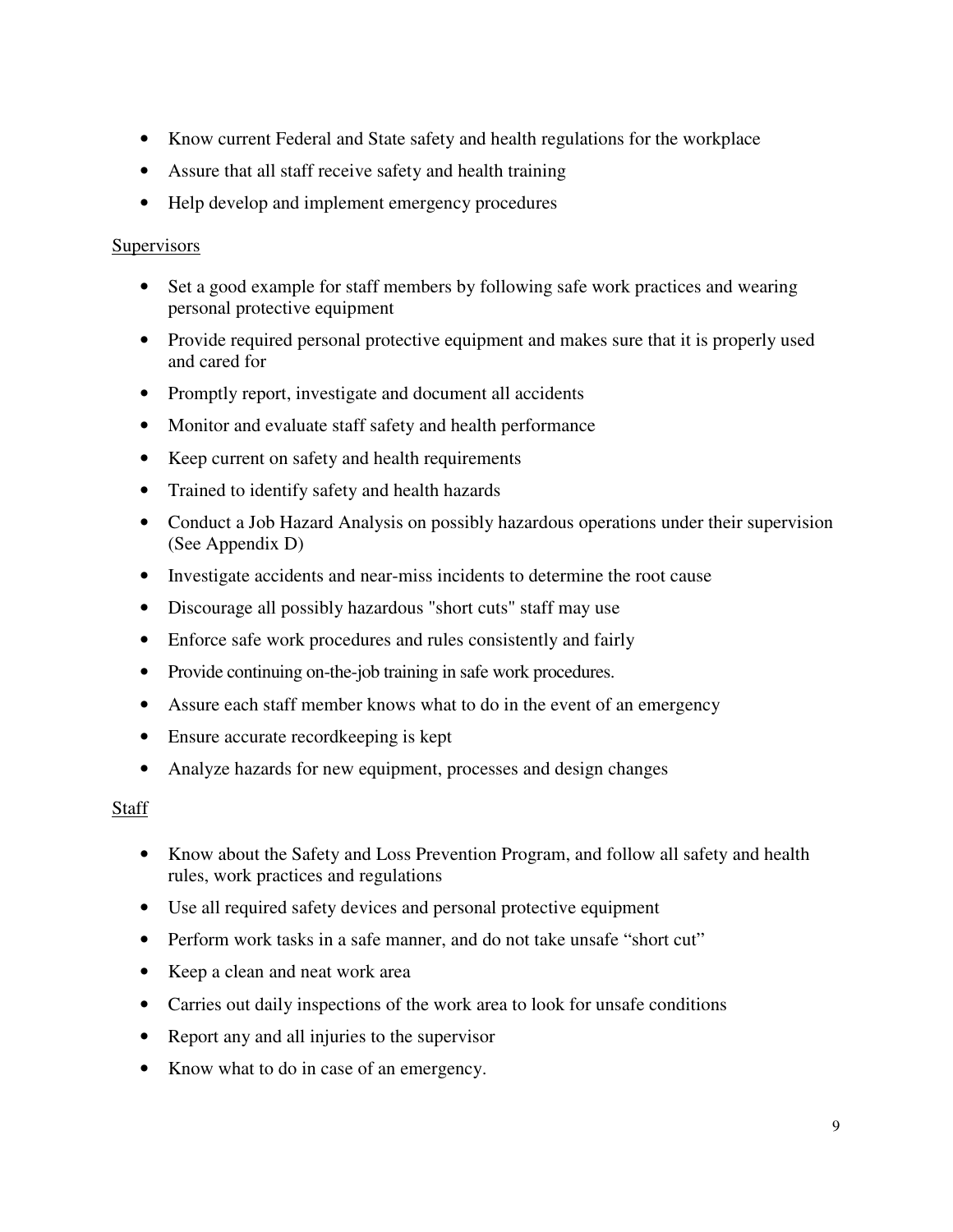- Know current Federal and State safety and health regulations for the workplace
- Assure that all staff receive safety and health training
- Help develop and implement emergency procedures

Supervisors

- Set a good example for staff members by following safe work practices and wearing personal protective equipment
- Provide required personal protective equipment and makes sure that it is properly used and cared for
- Promptly report, investigate and document all accidents
- Monitor and evaluate staff safety and health performance
- Keep current on safety and health requirements
- Trained to identify safety and health hazards
- Conduct a Job Hazard Analysis on possibly hazardous operations under their supervision (See Appendix D)
- Investigate accidents and near-miss incidents to determine the root cause
- Discourage all possibly hazardous "short cuts" staff may use
- Enforce safe work procedures and rules consistently and fairly
- Provide continuing on-the-job training in safe work procedures.
- Assure each staff member knows what to do in the event of an emergency
- Ensure accurate recordkeeping is kept
- Analyze hazards for new equipment, processes and design changes

Staff

- Know about the Safety and Loss Prevention Program, and follow all safety and health rules, work practices and regulations
- Use all required safety devices and personal protective equipment
- Perform work tasks in a safe manner, and do not take unsafe "short cut"
- Keep a clean and neat work area
- Carries out daily inspections of the work area to look for unsafe conditions
- Report any and all injuries to the supervisor
- Know what to do in case of an emergency.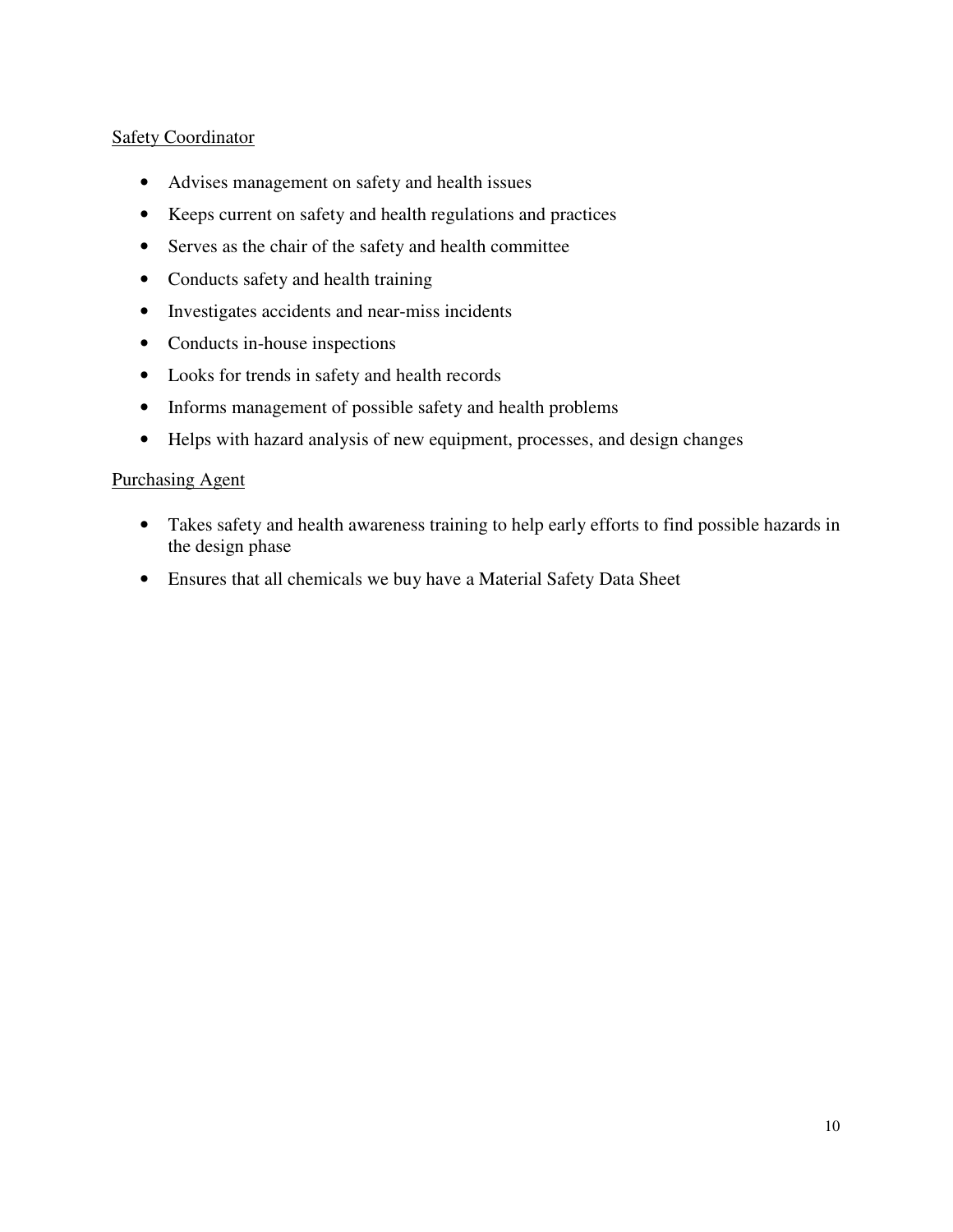Safety Coordinator

- Advises management on safety and health issues
- Keeps current on safety and health regulations and practices
- Serves as the chair of the safety and health committee
- Conducts safety and health training
- Investigates accidents and near-miss incidents
- Conducts in-house inspections
- Looks for trends in safety and health records
- Informs management of possible safety and health problems
- Helps with hazard analysis of new equipment, processes, and design changes

Purchasing Agent

- Takes safety and health awareness training to help early efforts to find possible hazards in the design phase
- Ensures that all chemicals we buy have a Material Safety Data Sheet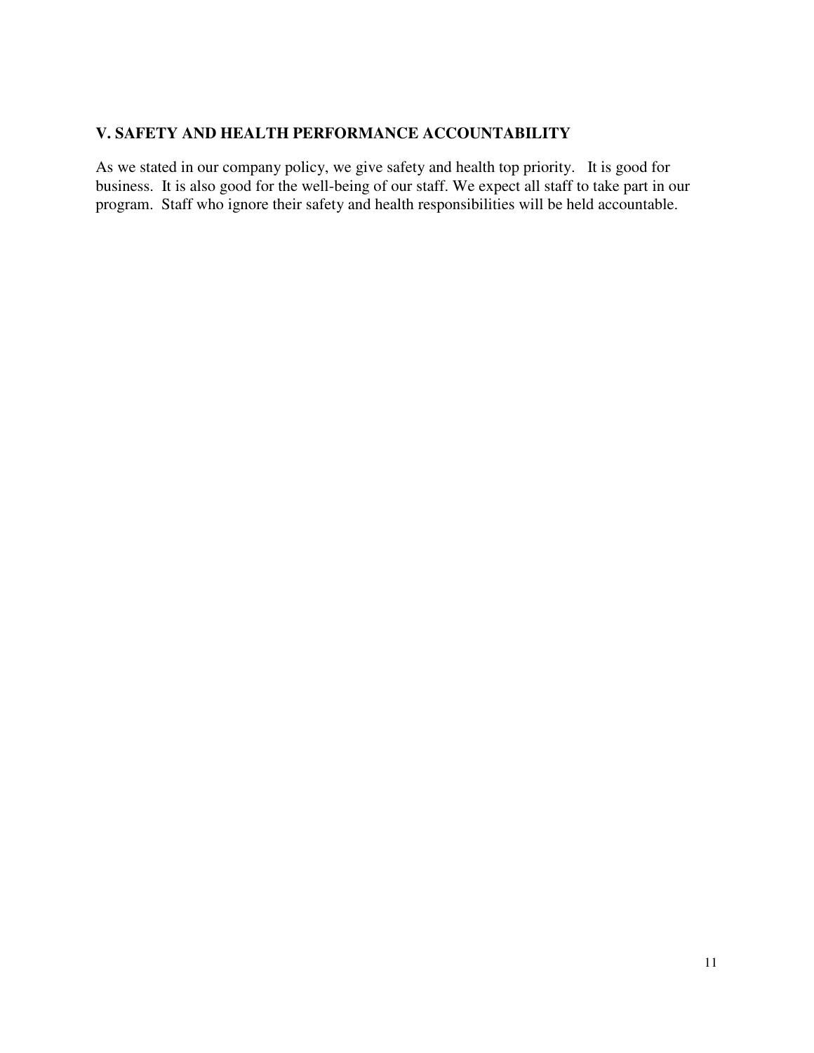## V. SAFETY AND HEALTH PERFORMANCE ACCOUNTABILITY

As we stated in our company policy, we give safety and health top priority. It is good for business. It is also good for the well-being of our staff. We expect all staff to take part in our program. Staff who ignore their safety and health responsibilities will be held accountable.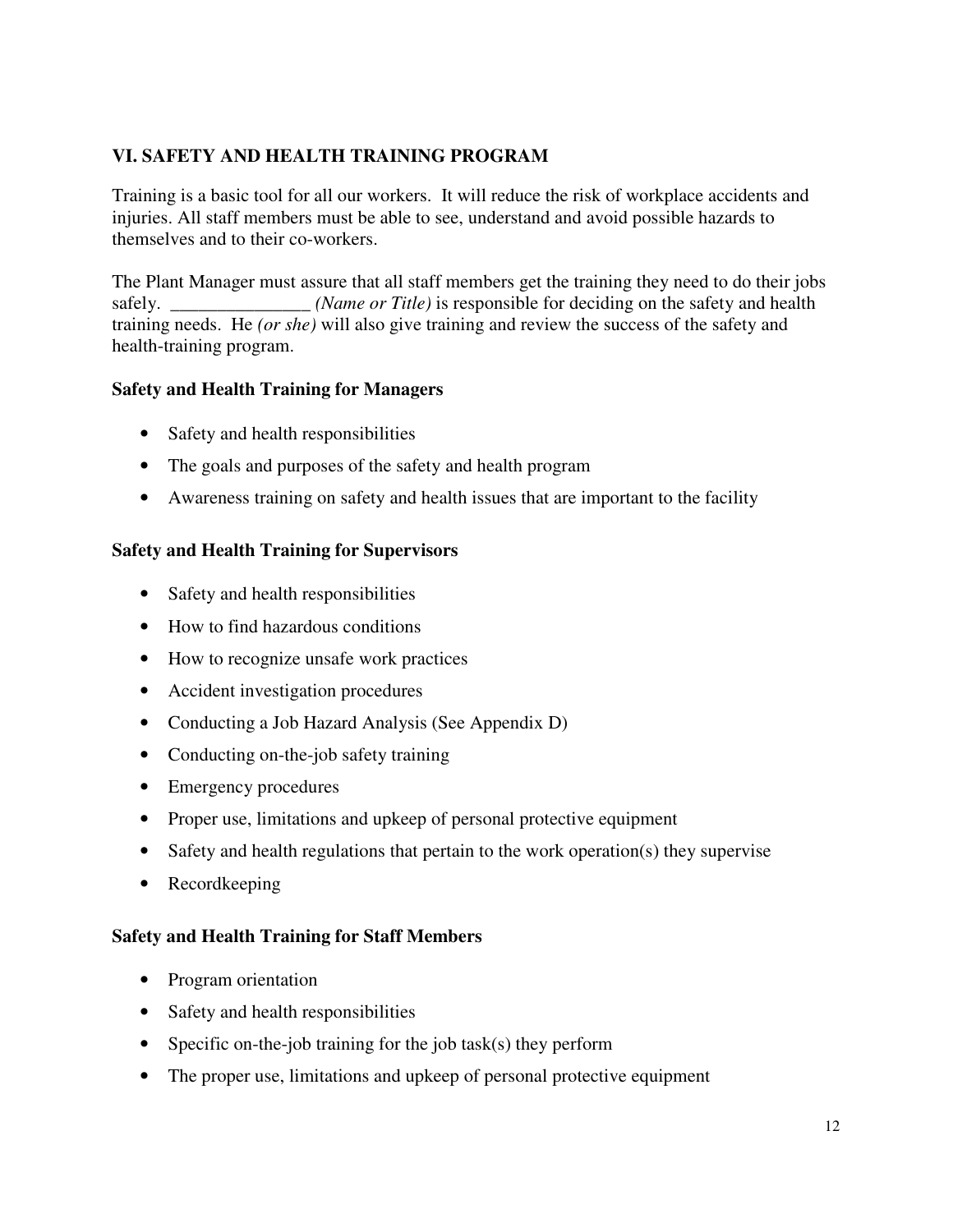## VI. SAFETY AND HEALTH TRAINING PROGRAM

Training is a basic tool for all our workers. It will reduce the risk of workplace accidents and injuries. All staff members must be able to see, understand and avoid possible hazards to themselves and to their co-workers.

The Plant Manager must assure that all staff members get the training they need to do their jobs safely. _______________ *(Name or Title)* is responsible for deciding on the safety and health training needs. He *(or she)* will also give training and review the success of the safety and health-training program.

### Safety and Health Training for Managers

- Safety and health responsibilities
- The goals and purposes of the safety and health program
- Awareness training on safety and health issues that are important to the facility

### Safety and Health Training for Supervisors

- Safety and health responsibilities
- How to find hazardous conditions
- How to recognize unsafe work practices
- Accident investigation procedures
- Conducting a Job Hazard Analysis (See Appendix D)
- Conducting on-the-job safety training
- Emergency procedures
- Proper use, limitations and upkeep of personal protective equipment
- Safety and health regulations that pertain to the work operation(s) they supervise
- Recordkeeping

### Safety and Health Training for Staff Members

- Program orientation
- Safety and health responsibilities
- Specific on-the-job training for the job task(s) they perform
- The proper use, limitations and upkeep of personal protective equipment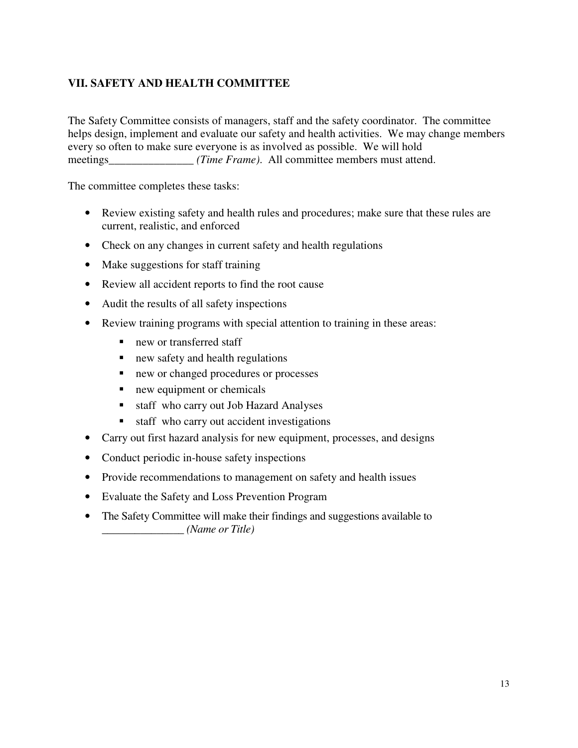## VII. SAFETY AND HEALTH COMMITTEE

The Safety Committee consists of managers, staff and the safety coordinator. The committee helps design, implement and evaluate our safety and health activities. We may change members every so often to make sure everyone is as involved as possible. We will hold meetings_______________ *(Time Frame)*. All committee members must attend.

The committee completes these tasks:

- Review existing safety and health rules and procedures; make sure that these rules are current, realistic, and enforced
- Check on any changes in current safety and health regulations
- Make suggestions for staff training
- Review all accident reports to find the root cause
- Audit the results of all safety inspections
- Review training programs with special attention to training in these areas:
  - new or transferred staff
  - new safety and health regulations
  - new or changed procedures or processes
  - new equipment or chemicals
  - staff who carry out Job Hazard Analyses
  - staff who carry out accident investigations
- Carry out first hazard analysis for new equipment, processes, and designs
- Conduct periodic in-house safety inspections
- Provide recommendations to management on safety and health issues
- Evaluate the Safety and Loss Prevention Program
- The Safety Committee will make their findings and suggestions available to _______________ *(Name or Title)*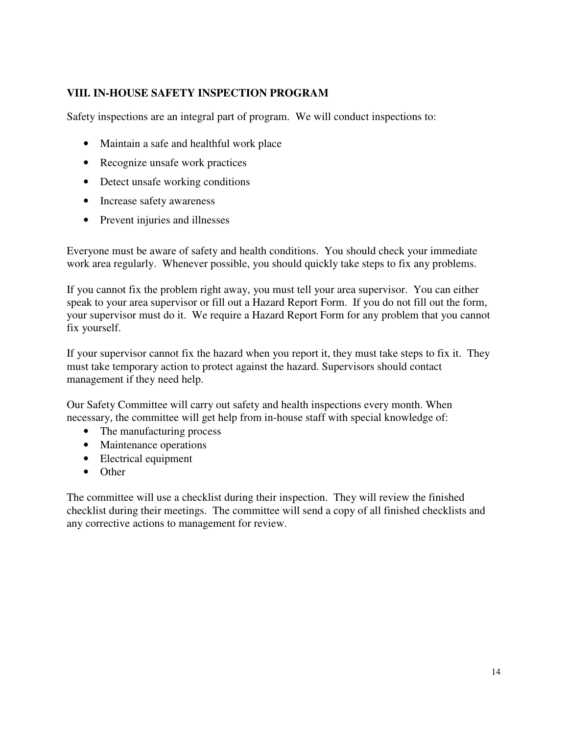## VIII. IN-HOUSE SAFETY INSPECTION PROGRAM

Safety inspections are an integral part of program. We will conduct inspections to:

- Maintain a safe and healthful work place
- Recognize unsafe work practices
- Detect unsafe working conditions
- Increase safety awareness
- Prevent injuries and illnesses

Everyone must be aware of safety and health conditions. You should check your immediate work area regularly. Whenever possible, you should quickly take steps to fix any problems.

If you cannot fix the problem right away, you must tell your area supervisor. You can either speak to your area supervisor or fill out a Hazard Report Form. If you do not fill out the form, your supervisor must do it. We require a Hazard Report Form for any problem that you cannot fix yourself.

If your supervisor cannot fix the hazard when you report it, they must take steps to fix it. They must take temporary action to protect against the hazard. Supervisors should contact management if they need help.

Our Safety Committee will carry out safety and health inspections every month. When necessary, the committee will get help from in-house staff with special knowledge of:

- The manufacturing process
- Maintenance operations
- Electrical equipment
- Other

The committee will use a checklist during their inspection. They will review the finished checklist during their meetings. The committee will send a copy of all finished checklists and any corrective actions to management for review.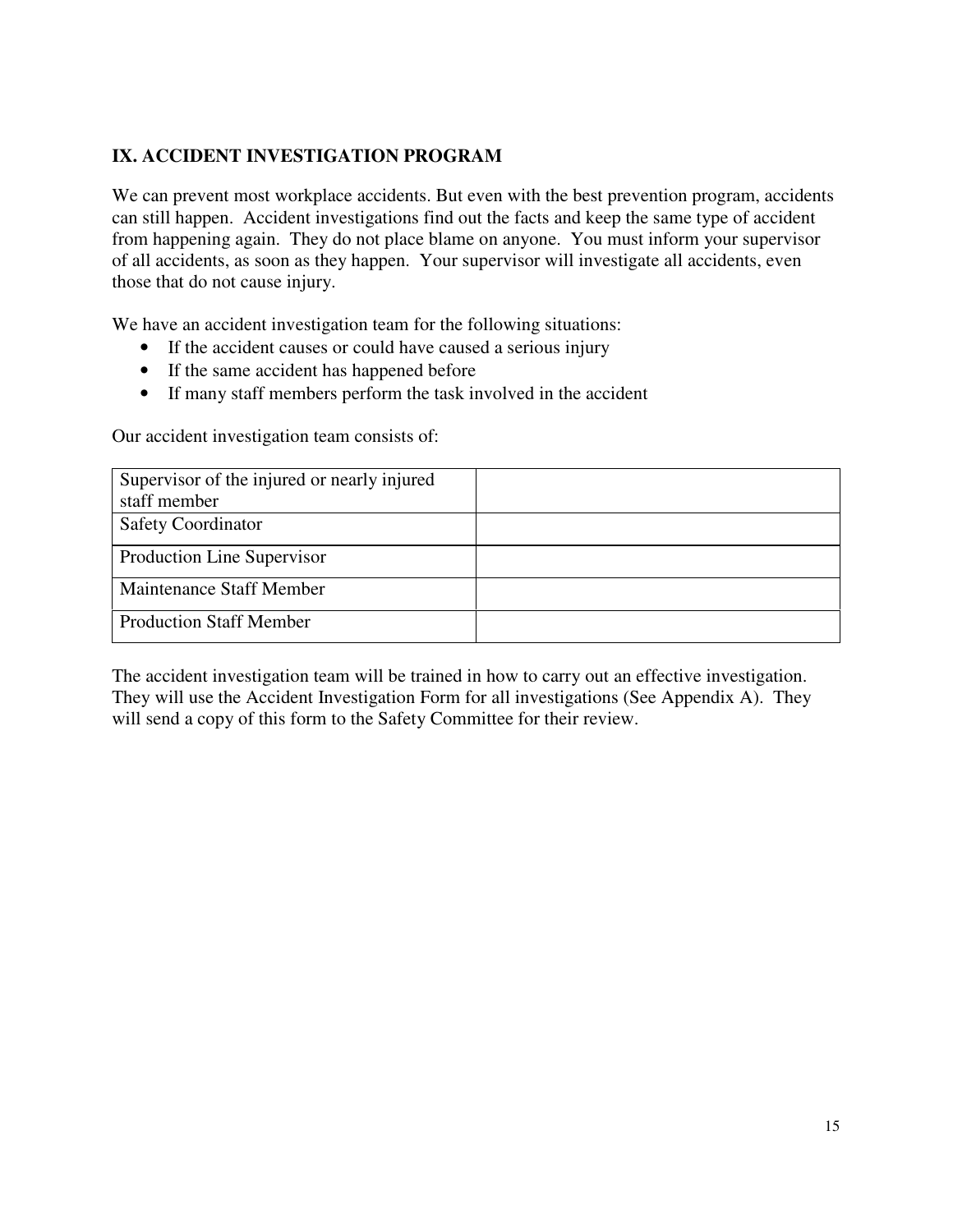## IX. ACCIDENT INVESTIGATION PROGRAM

We can prevent most workplace accidents. But even with the best prevention program, accidents can still happen. Accident investigations find out the facts and keep the same type of accident from happening again. They do not place blame on anyone. You must inform your supervisor of all accidents, as soon as they happen. Your supervisor will investigate all accidents, even those that do not cause injury.

We have an accident investigation team for the following situations:

- If the accident causes or could have caused a serious injury
- If the same accident has happened before
- If many staff members perform the task involved in the accident

Our accident investigation team consists of:

| | |
|---|---|
| Supervisor of the injured or nearly injured staff member | |
| Safety Coordinator | |
| Production Line Supervisor | |
| Maintenance Staff Member | |
| Production Staff Member | |

The accident investigation team will be trained in how to carry out an effective investigation. They will use the Accident Investigation Form for all investigations (See Appendix A). They will send a copy of this form to the Safety Committee for their review.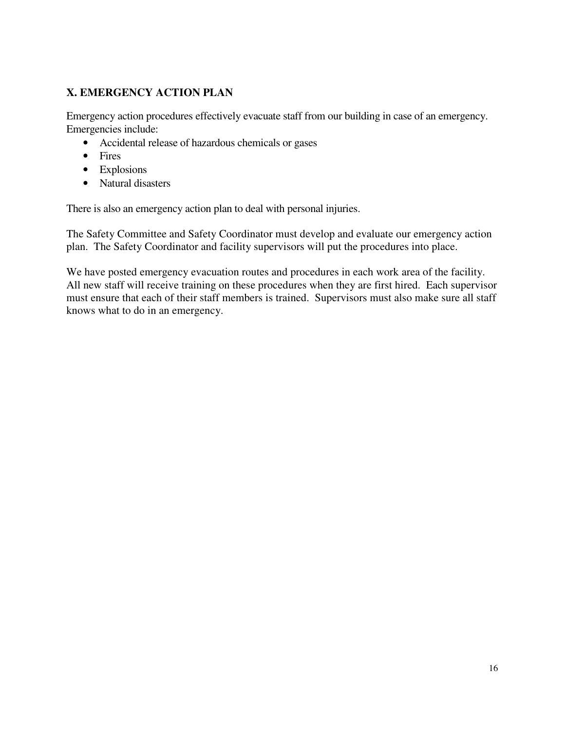## X. EMERGENCY ACTION PLAN

Emergency action procedures effectively evacuate staff from our building in case of an emergency. Emergencies include:

- Accidental release of hazardous chemicals or gases
- Fires
- Explosions
- Natural disasters

There is also an emergency action plan to deal with personal injuries.

The Safety Committee and Safety Coordinator must develop and evaluate our emergency action plan. The Safety Coordinator and facility supervisors will put the procedures into place.

We have posted emergency evacuation routes and procedures in each work area of the facility. All new staff will receive training on these procedures when they are first hired. Each supervisor must ensure that each of their staff members is trained. Supervisors must also make sure all staff knows what to do in an emergency.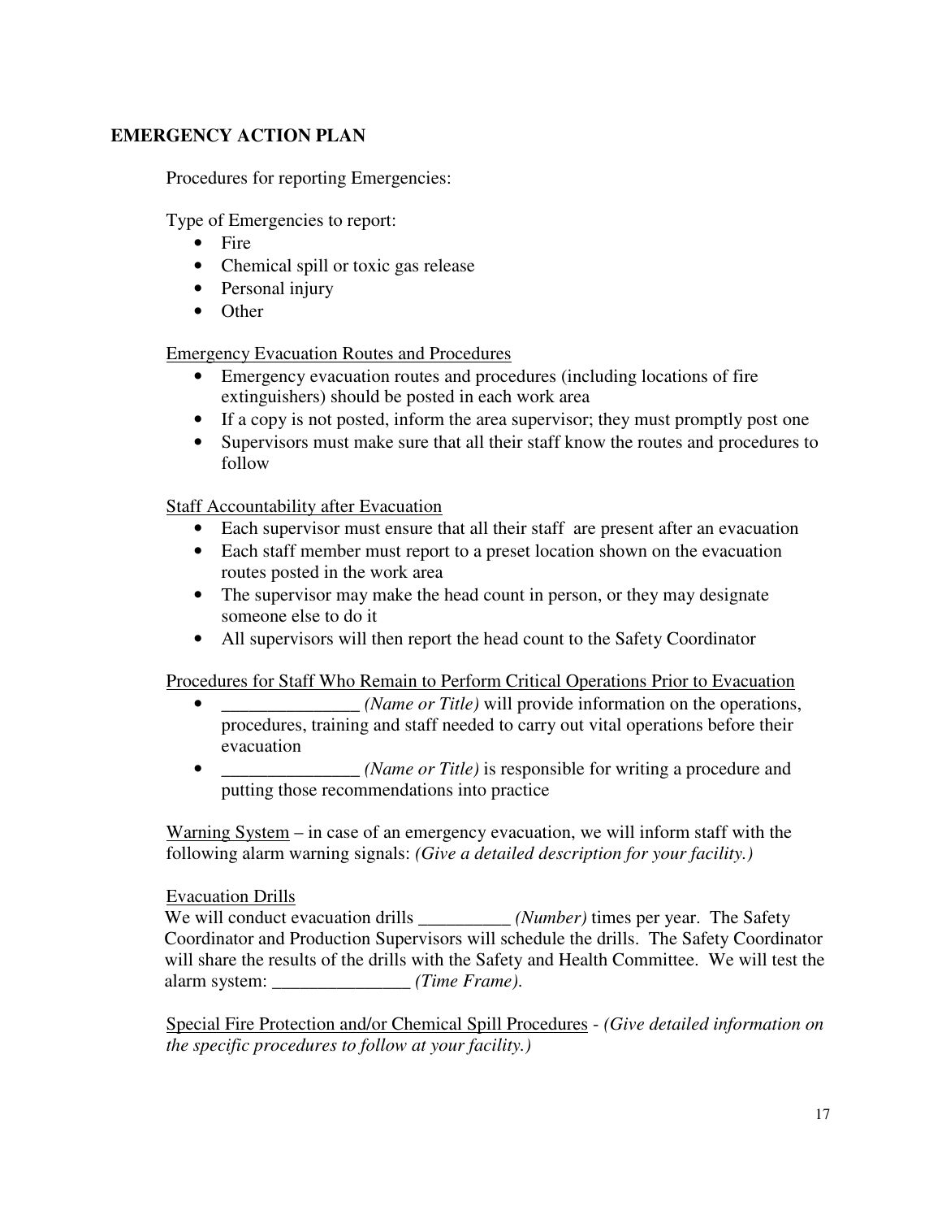**EMERGENCY ACTION PLAN**

Procedures for reporting Emergencies:

Type of Emergencies to report:

- Fire
- Chemical spill or toxic gas release
- Personal injury
- Other

<u>Emergency Evacuation Routes and Procedures</u>

- Emergency evacuation routes and procedures (including locations of fire extinguishers) should be posted in each work area
- If a copy is not posted, inform the area supervisor; they must promptly post one
- Supervisors must make sure that all their staff know the routes and procedures to follow

<u>Staff Accountability after Evacuation</u>

- Each supervisor must ensure that all their staff are present after an evacuation
- Each staff member must report to a preset location shown on the evacuation routes posted in the work area
- The supervisor may make the head count in person, or they may designate someone else to do it
- All supervisors will then report the head count to the Safety Coordinator

<u>Procedures for Staff Who Remain to Perform Critical Operations Prior to Evacuation</u>

- _______________ *(Name or Title)* will provide information on the operations, procedures, training and staff needed to carry out vital operations before their evacuation
- _______________ *(Name or Title)* is responsible for writing a procedure and putting those recommendations into practice

<u>Warning System</u> – in case of an emergency evacuation, we will inform staff with the following alarm warning signals: *(Give a detailed description for your facility.)*

<u>Evacuation Drills</u>

We will conduct evacuation drills __________ *(Number)* times per year. The Safety Coordinator and Production Supervisors will schedule the drills. The Safety Coordinator will share the results of the drills with the Safety and Health Committee. We will test the alarm system: _______________ *(Time Frame).*

<u>Special Fire Protection and/or Chemical Spill Procedures</u> - *(Give detailed information on the specific procedures to follow at your facility.)*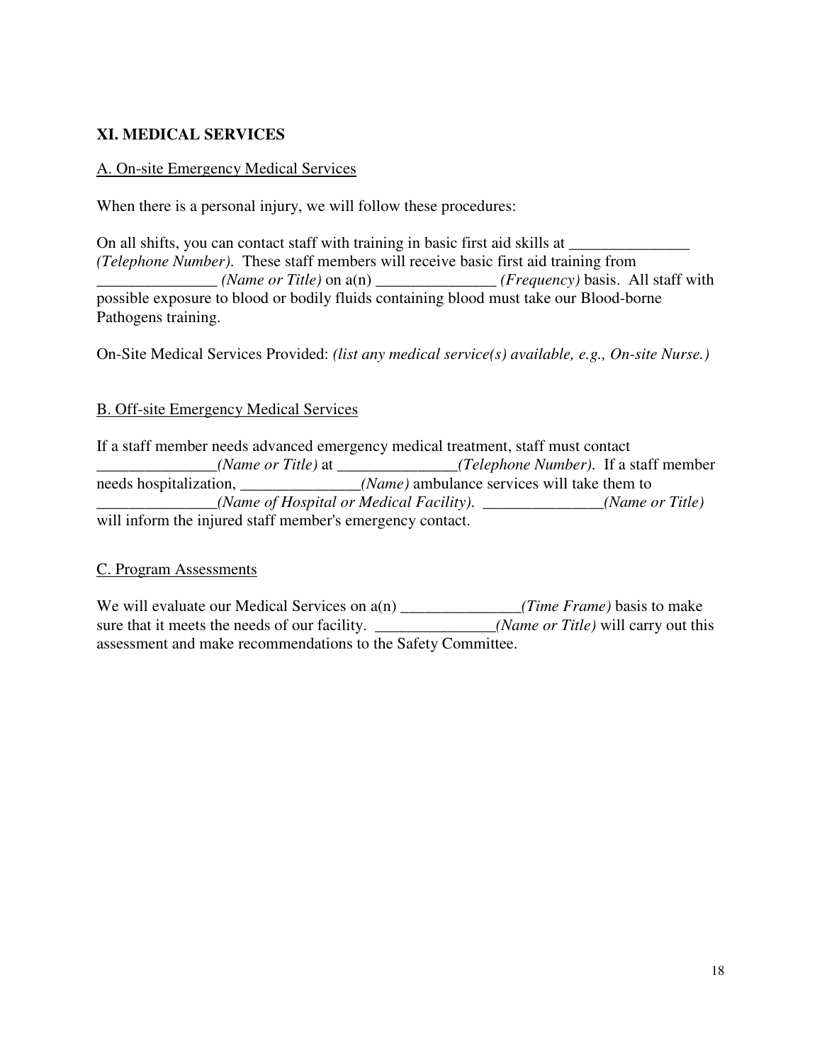## XI. MEDICAL SERVICES

A. On-site Emergency Medical Services

When there is a personal injury, we will follow these procedures:

On all shifts, you can contact staff with training in basic first aid skills at _______________ *(Telephone Number)*. These staff members will receive basic first aid training from _______________ *(Name or Title)* on a(n) _______________ *(Frequency)* basis. All staff with possible exposure to blood or bodily fluids containing blood must take our Blood-borne Pathogens training.

On-Site Medical Services Provided: *(list any medical service(s) available, e.g., On-site Nurse.)*

B. Off-site Emergency Medical Services

If a staff member needs advanced emergency medical treatment, staff must contact _______________*(Name or Title)* at _______________*(Telephone Number)*. If a staff member needs hospitalization, _______________*(Name)* ambulance services will take them to _______________*(Name of Hospital or Medical Facility)*. _______________*(Name or Title)* will inform the injured staff member's emergency contact.

C. Program Assessments

We will evaluate our Medical Services on a(n) _______________*(Time Frame)* basis to make sure that it meets the needs of our facility. _______________*(Name or Title)* will carry out this assessment and make recommendations to the Safety Committee.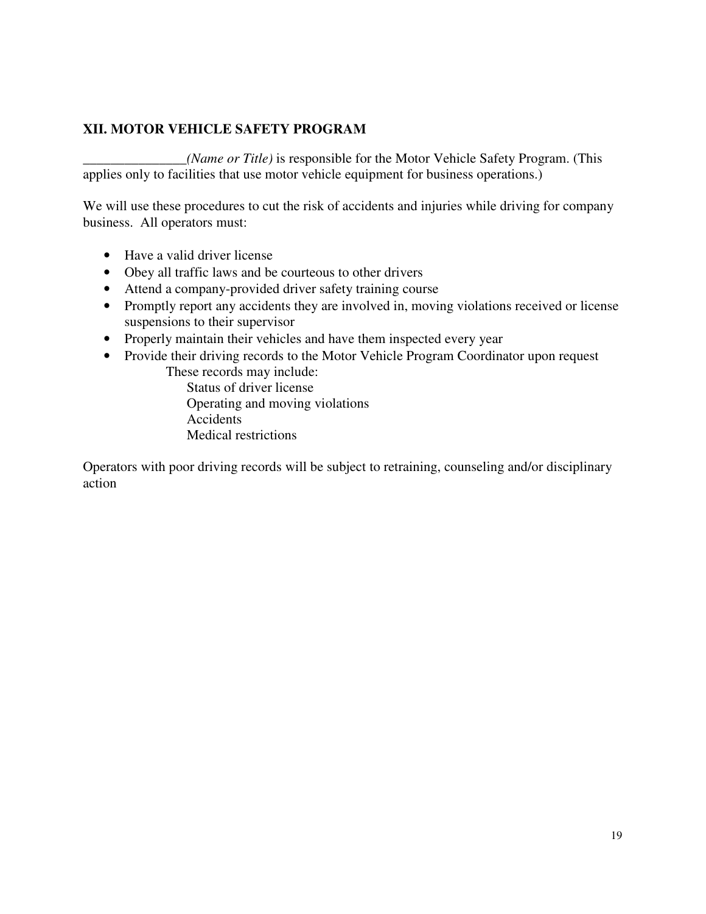## XII. MOTOR VEHICLE SAFETY PROGRAM

_______________*(Name or Title)* is responsible for the Motor Vehicle Safety Program. (This applies only to facilities that use motor vehicle equipment for business operations.)

We will use these procedures to cut the risk of accidents and injuries while driving for company business. All operators must:

- Have a valid driver license
- Obey all traffic laws and be courteous to other drivers
- Attend a company-provided driver safety training course
- Promptly report any accidents they are involved in, moving violations received or license suspensions to their supervisor
- Properly maintain their vehicles and have them inspected every year
- Provide their driving records to the Motor Vehicle Program Coordinator upon request
  - These records may include:
    - Status of driver license
    - Operating and moving violations
    - Accidents
    - Medical restrictions

Operators with poor driving records will be subject to retraining, counseling and/or disciplinary action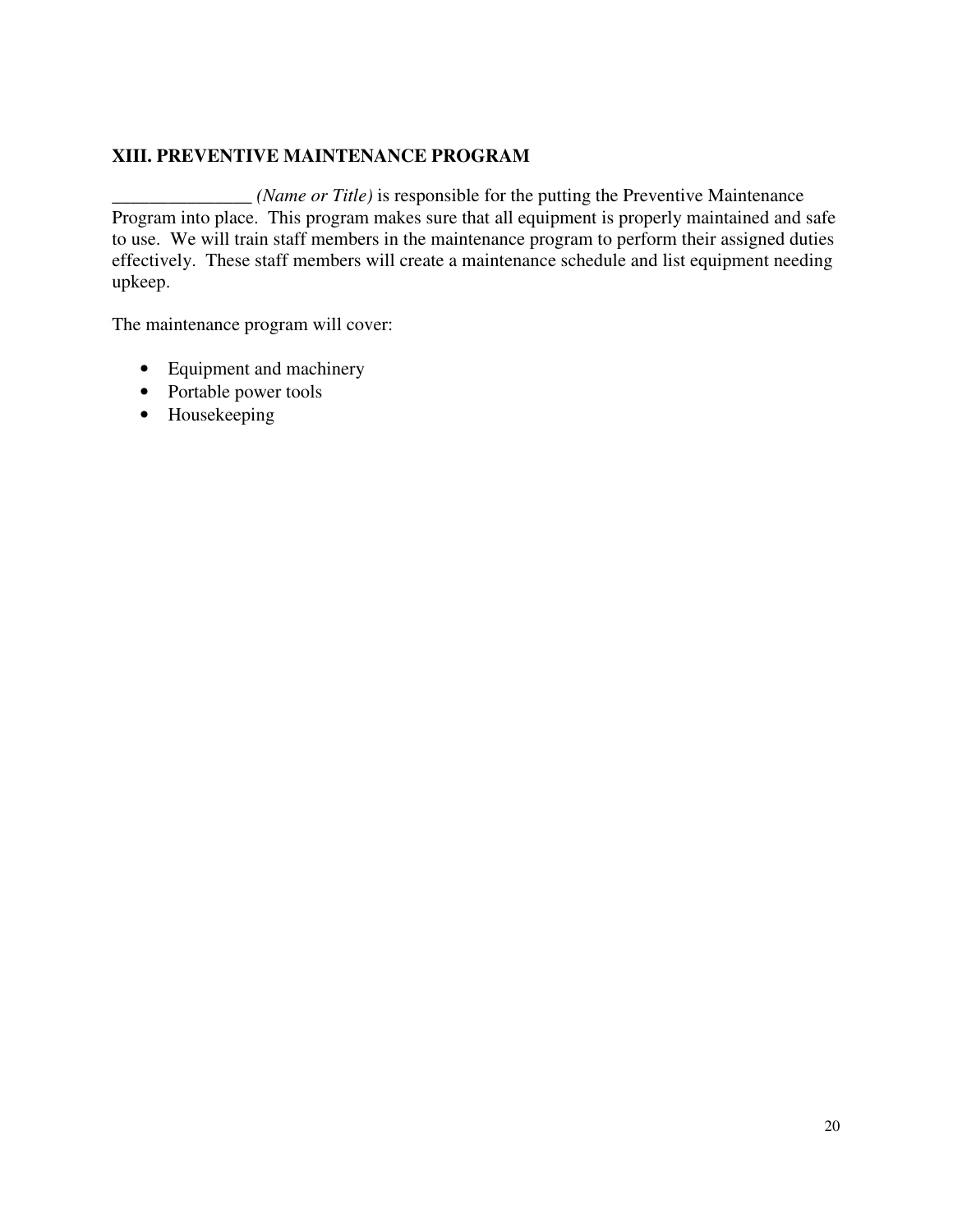## XIII. PREVENTIVE MAINTENANCE PROGRAM

_______________ *(Name or Title)* is responsible for the putting the Preventive Maintenance Program into place. This program makes sure that all equipment is properly maintained and safe to use. We will train staff members in the maintenance program to perform their assigned duties effectively. These staff members will create a maintenance schedule and list equipment needing upkeep.

The maintenance program will cover:

- Equipment and machinery
- Portable power tools
- Housekeeping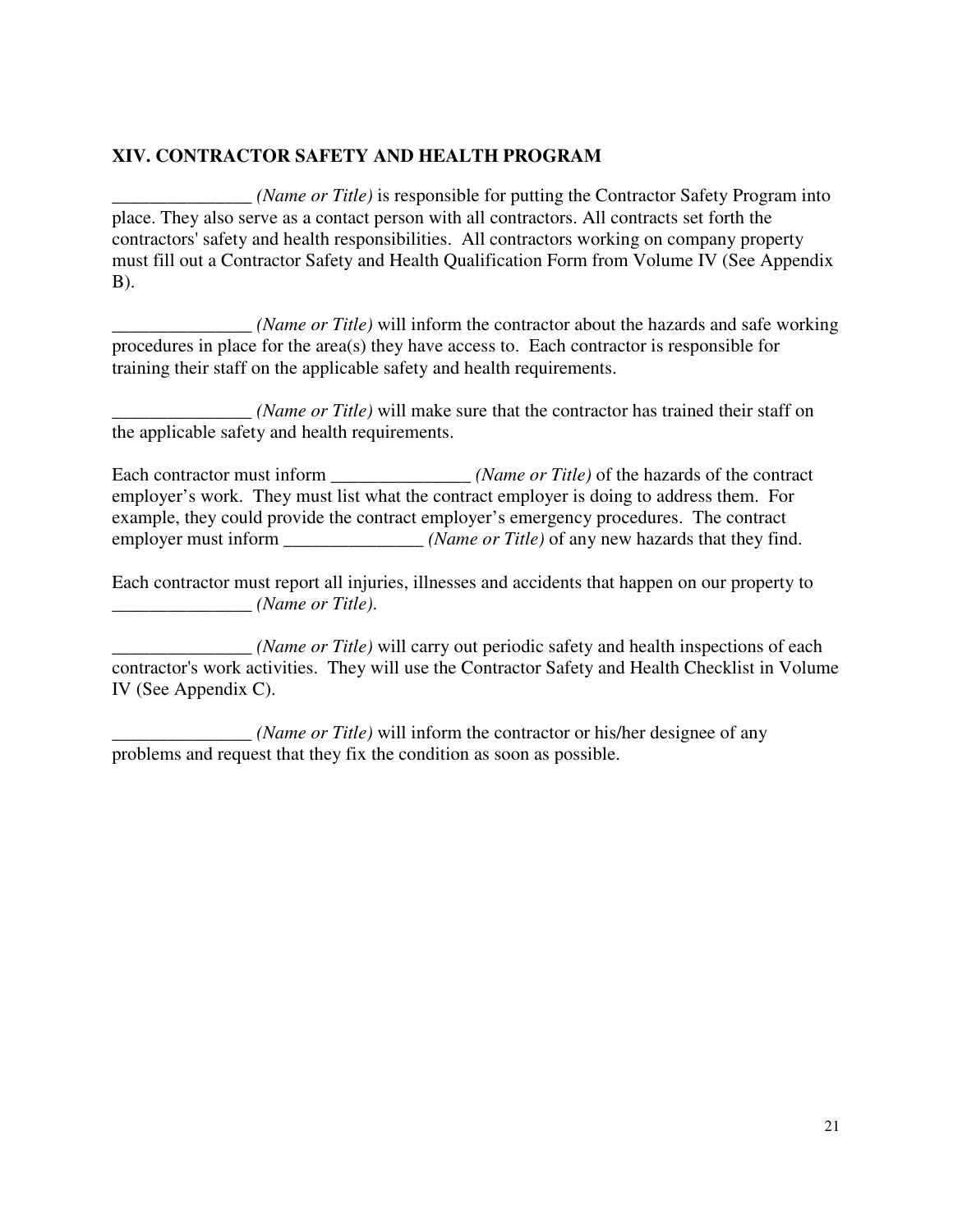## XIV. CONTRACTOR SAFETY AND HEALTH PROGRAM

_______________ *(Name or Title)* is responsible for putting the Contractor Safety Program into place. They also serve as a contact person with all contractors. All contracts set forth the contractors' safety and health responsibilities. All contractors working on company property must fill out a Contractor Safety and Health Qualification Form from Volume IV (See Appendix B).

_______________ *(Name or Title)* will inform the contractor about the hazards and safe working procedures in place for the area(s) they have access to. Each contractor is responsible for training their staff on the applicable safety and health requirements.

_______________ *(Name or Title)* will make sure that the contractor has trained their staff on the applicable safety and health requirements.

Each contractor must inform _______________ *(Name or Title)* of the hazards of the contract employer's work. They must list what the contract employer is doing to address them. For example, they could provide the contract employer's emergency procedures. The contract employer must inform _______________ *(Name or Title)* of any new hazards that they find.

Each contractor must report all injuries, illnesses and accidents that happen on our property to _______________ *(Name or Title).*

_______________ *(Name or Title)* will carry out periodic safety and health inspections of each contractor's work activities. They will use the Contractor Safety and Health Checklist in Volume IV (See Appendix C).

_______________ *(Name or Title)* will inform the contractor or his/her designee of any problems and request that they fix the condition as soon as possible.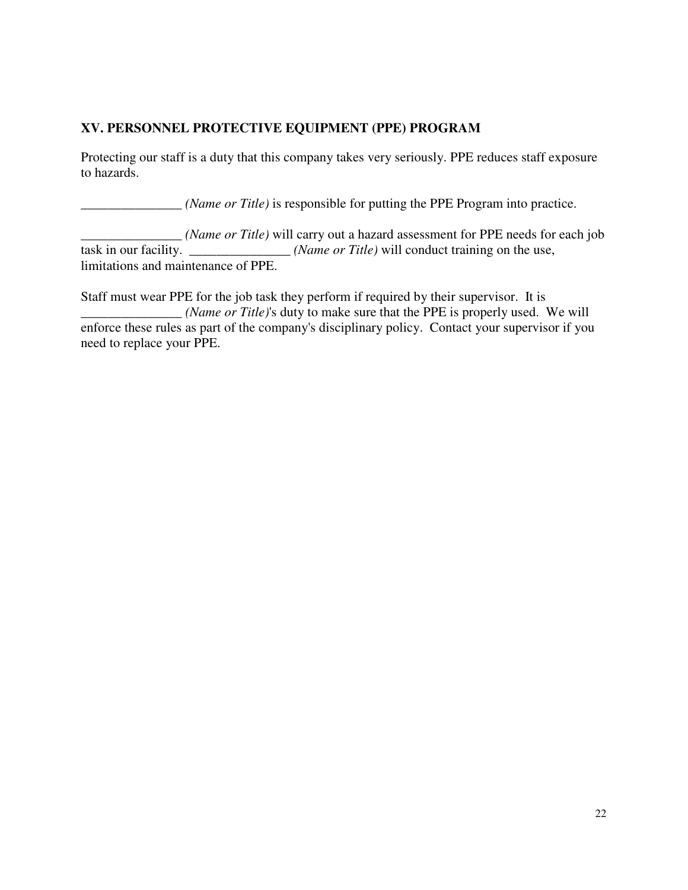## XV. PERSONNEL PROTECTIVE EQUIPMENT (PPE) PROGRAM

Protecting our staff is a duty that this company takes very seriously. PPE reduces staff exposure to hazards.

_______________ *(Name or Title)* is responsible for putting the PPE Program into practice.

_______________ *(Name or Title)* will carry out a hazard assessment for PPE needs for each job task in our facility. _______________ *(Name or Title)* will conduct training on the use, limitations and maintenance of PPE.

Staff must wear PPE for the job task they perform if required by their supervisor. It is _______________ *(Name or Title)*'s duty to make sure that the PPE is properly used. We will enforce these rules as part of the company's disciplinary policy. Contact your supervisor if you need to replace your PPE.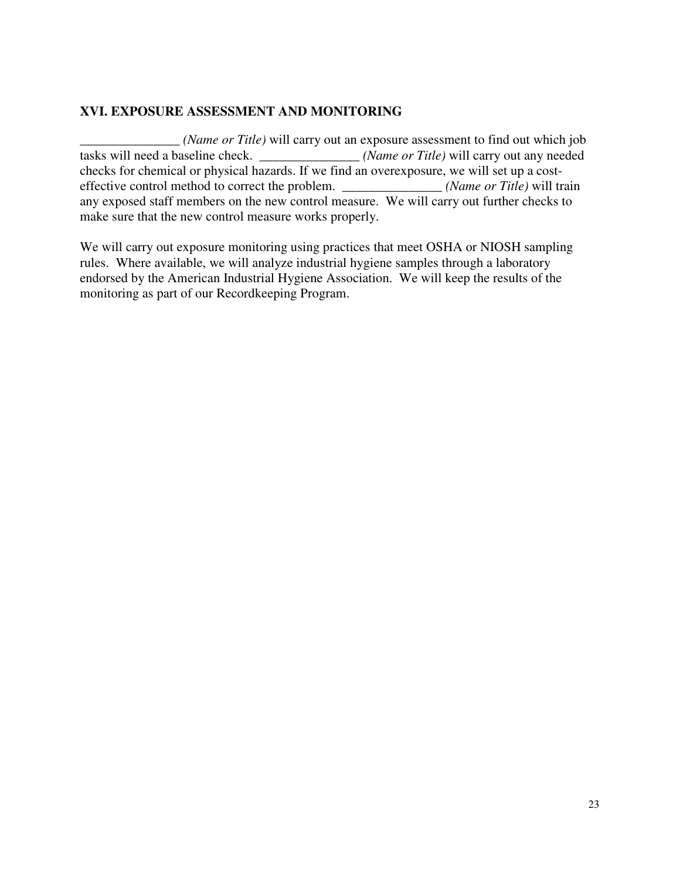## XVI. EXPOSURE ASSESSMENT AND MONITORING

_______________ *(Name or Title)* will carry out an exposure assessment to find out which job tasks will need a baseline check. _______________ *(Name or Title)* will carry out any needed checks for chemical or physical hazards. If we find an overexposure, we will set up a cost-effective control method to correct the problem. _______________ *(Name or Title)* will train any exposed staff members on the new control measure. We will carry out further checks to make sure that the new control measure works properly.

We will carry out exposure monitoring using practices that meet OSHA or NIOSH sampling rules. Where available, we will analyze industrial hygiene samples through a laboratory endorsed by the American Industrial Hygiene Association. We will keep the results of the monitoring as part of our Recordkeeping Program.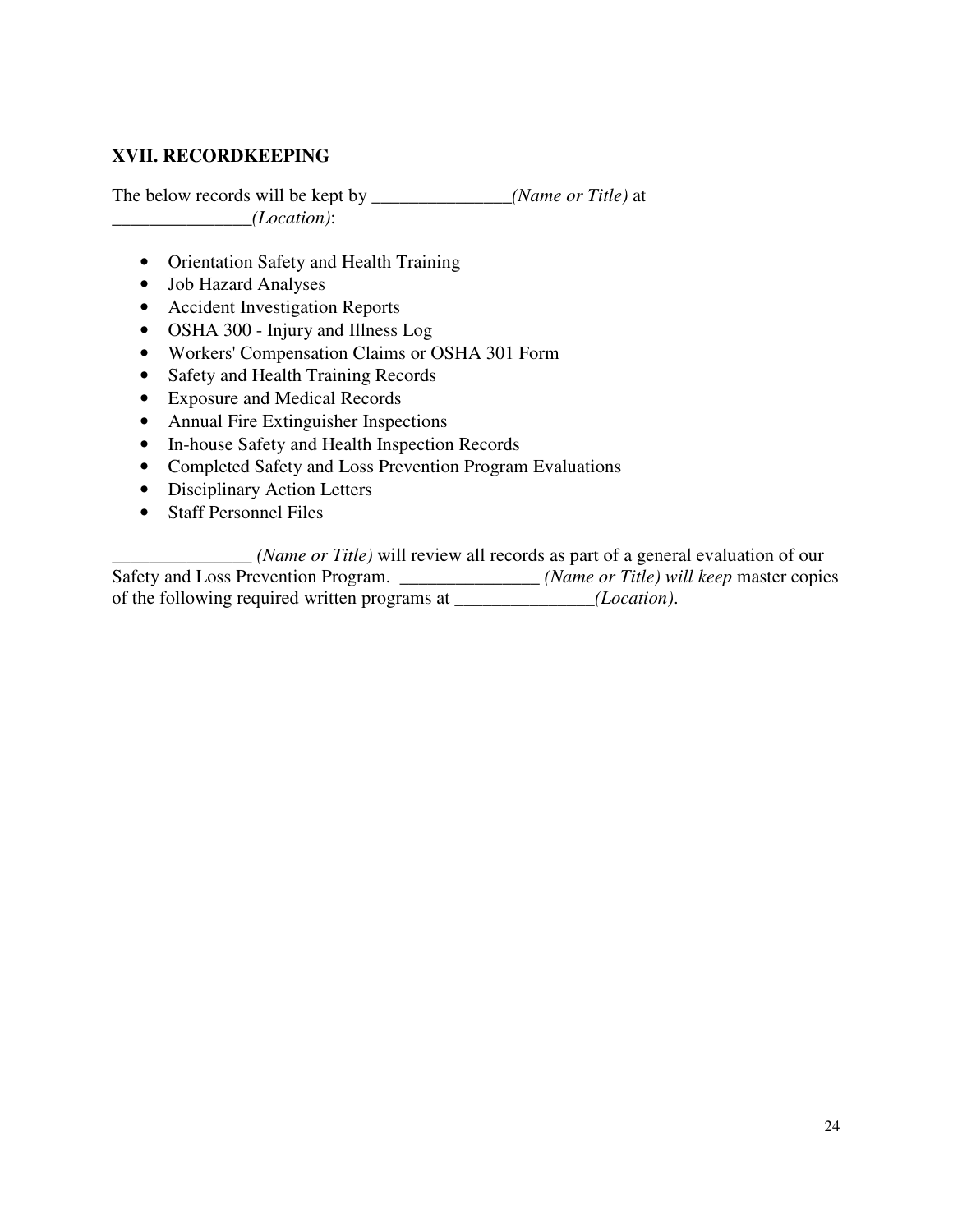## XVII. RECORDKEEPING

The below records will be kept by _______________*(Name or Title)* at _______________*(Location)*:

- Orientation Safety and Health Training
- Job Hazard Analyses
- Accident Investigation Reports
- OSHA 300 - Injury and Illness Log
- Workers' Compensation Claims or OSHA 301 Form
- Safety and Health Training Records
- Exposure and Medical Records
- Annual Fire Extinguisher Inspections
- In-house Safety and Health Inspection Records
- Completed Safety and Loss Prevention Program Evaluations
- Disciplinary Action Letters
- Staff Personnel Files

_______________ *(Name or Title)* will review all records as part of a general evaluation of our Safety and Loss Prevention Program. _______________ *(Name or Title) will keep* master copies of the following required written programs at _______________*(Location)*.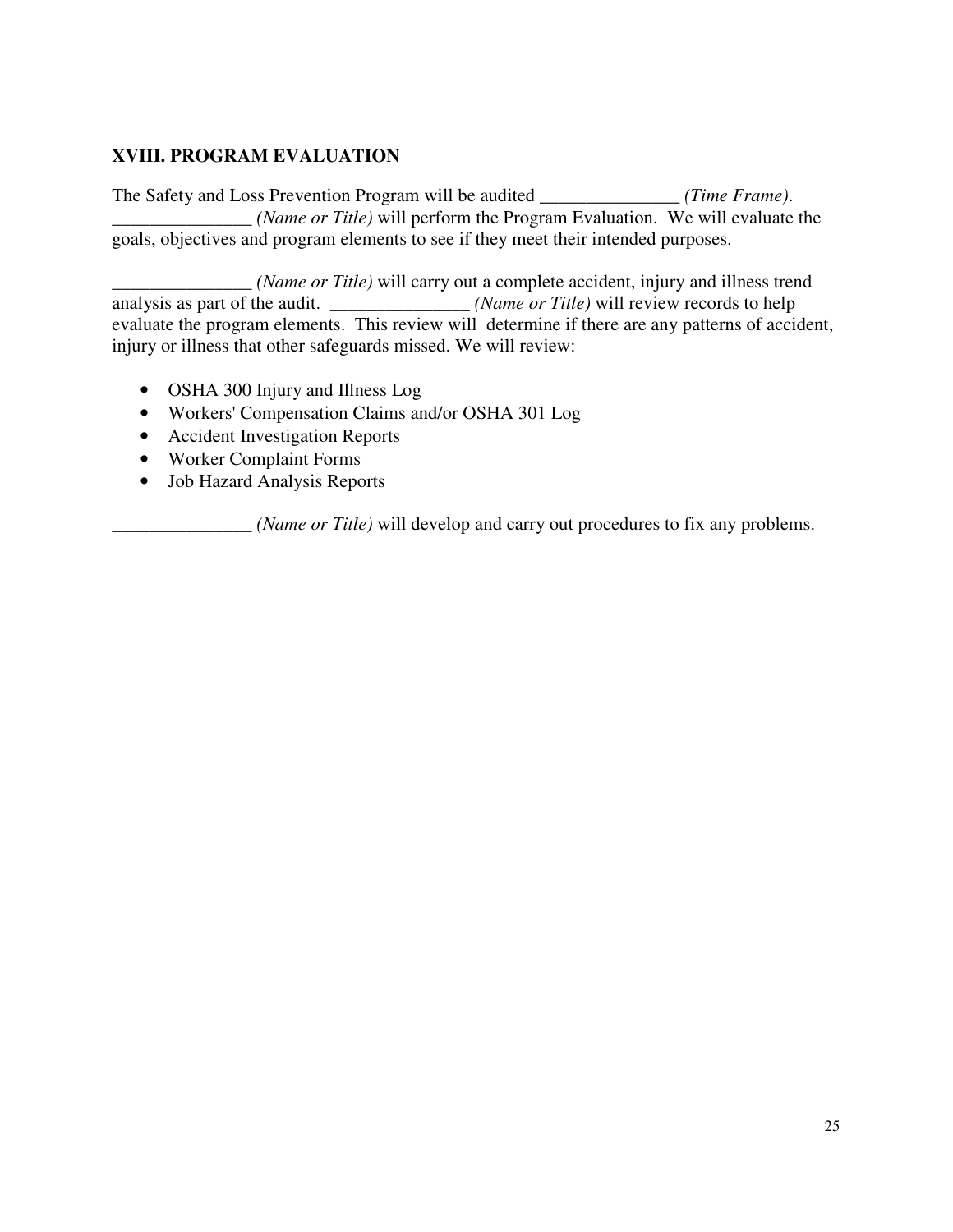## XVIII. PROGRAM EVALUATION

The Safety and Loss Prevention Program will be audited _______________ *(Time Frame)*. _______________ *(Name or Title)* will perform the Program Evaluation. We will evaluate the goals, objectives and program elements to see if they meet their intended purposes.

_______________ *(Name or Title)* will carry out a complete accident, injury and illness trend analysis as part of the audit. _______________ *(Name or Title)* will review records to help evaluate the program elements. This review will determine if there are any patterns of accident, injury or illness that other safeguards missed. We will review:

- OSHA 300 Injury and Illness Log
- Workers' Compensation Claims and/or OSHA 301 Log
- Accident Investigation Reports
- Worker Complaint Forms
- Job Hazard Analysis Reports

_______________ *(Name or Title)* will develop and carry out procedures to fix any problems.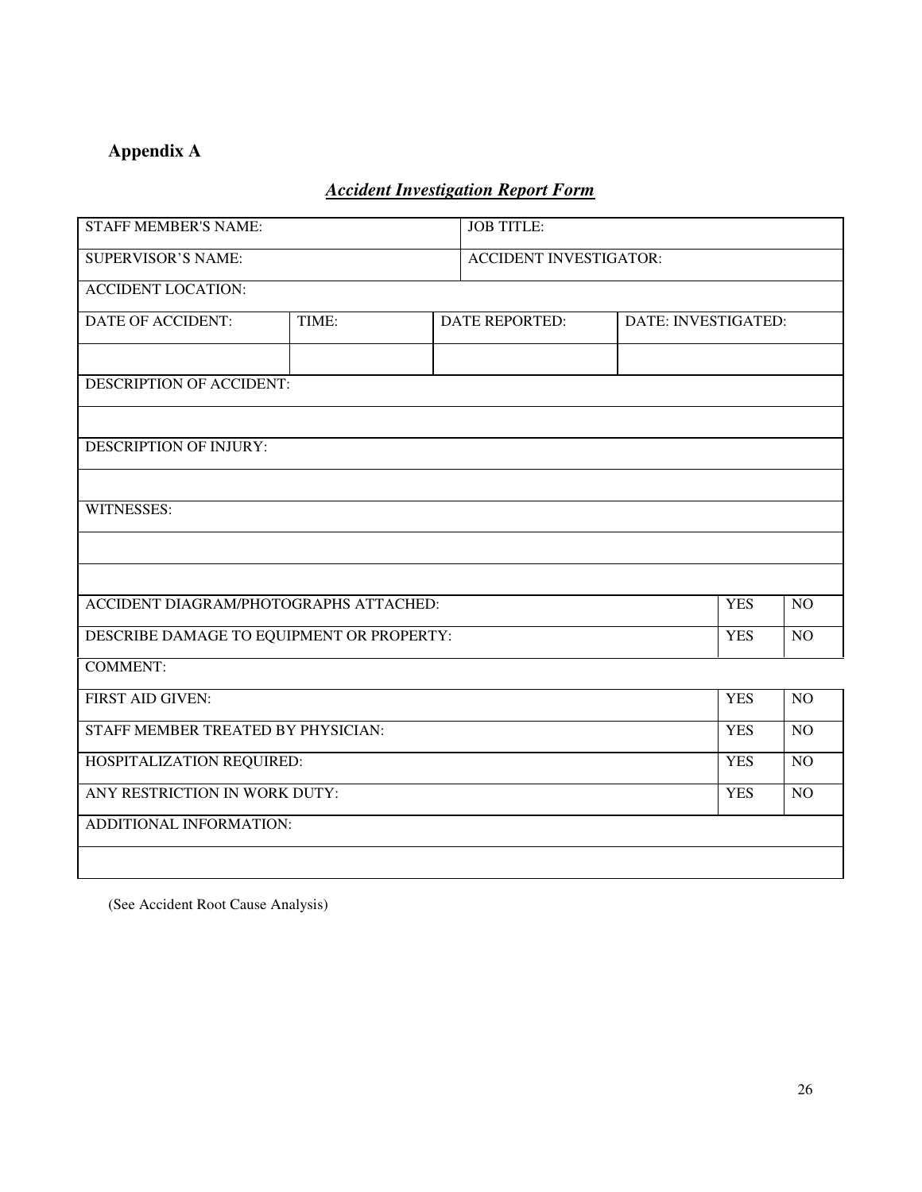## Appendix A

***Accident Investigation Report Form***

| STAFF MEMBER'S NAME: | | JOB TITLE: | | | |
|---|---|---|---|---|---|
| SUPERVISOR'S NAME: | | ACCIDENT INVESTIGATOR: | | | |
| ACCIDENT LOCATION: | | | | | |
| DATE OF ACCIDENT: | TIME: | DATE REPORTED: | DATE: INVESTIGATED: | | |
| | | | | | |
| DESCRIPTION OF ACCIDENT: | | | | | |
| | | | | | |
| DESCRIPTION OF INJURY: | | | | | |
| | | | | | |
| WITNESSES: | | | | | |
| | | | | | |
| | | | | | |
| ACCIDENT DIAGRAM/PHOTOGRAPHS ATTACHED: | | | | YES | NO |
| DESCRIBE DAMAGE TO EQUIPMENT OR PROPERTY: | | | | YES | NO |
| COMMENT: | | | | | |
| FIRST AID GIVEN: | | | | YES | NO |
| STAFF MEMBER TREATED BY PHYSICIAN: | | | | YES | NO |
| HOSPITALIZATION REQUIRED: | | | | YES | NO |
| ANY RESTRICTION IN WORK DUTY: | | | | YES | NO |
| ADDITIONAL INFORMATION: | | | | | |
| | | | | | |

(See Accident Root Cause Analysis)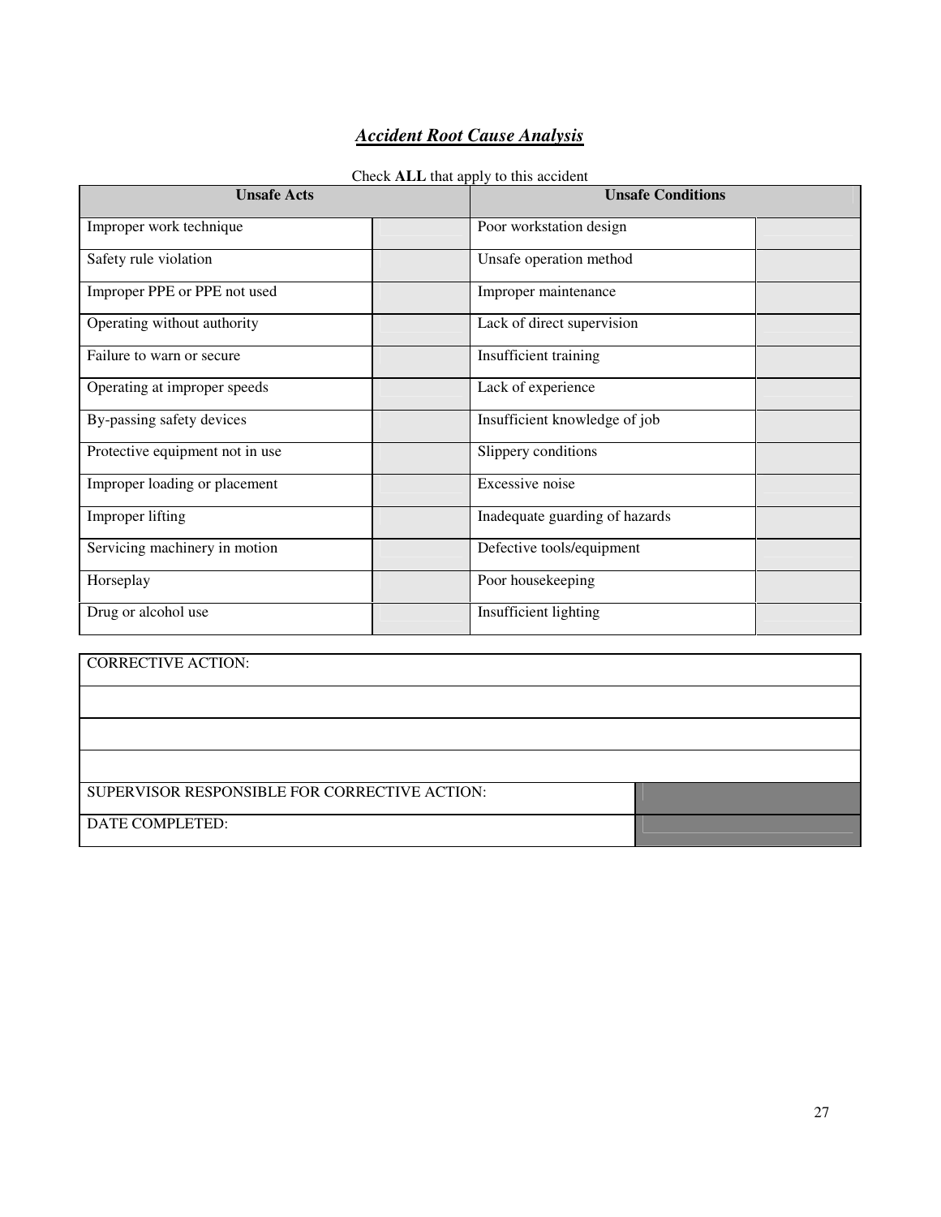## ***Accident Root Cause Analysis***

Check **ALL** that apply to this accident

| **Unsafe Acts** | | **Unsafe Conditions** | |
|---|---|---|---|
| Improper work technique | | Poor workstation design | |
| Safety rule violation | | Unsafe operation method | |
| Improper PPE or PPE not used | | Improper maintenance | |
| Operating without authority | | Lack of direct supervision | |
| Failure to warn or secure | | Insufficient training | |
| Operating at improper speeds | | Lack of experience | |
| By-passing safety devices | | Insufficient knowledge of job | |
| Protective equipment not in use | | Slippery conditions | |
| Improper loading or placement | | Excessive noise | |
| Improper lifting | | Inadequate guarding of hazards | |
| Servicing machinery in motion | | Defective tools/equipment | |
| Horseplay | | Poor housekeeping | |
| Drug or alcohol use | | Insufficient lighting | |

| CORRECTIVE ACTION: | |
|---|---|
| | |
| | |
| | |
| SUPERVISOR RESPONSIBLE FOR CORRECTIVE ACTION: | |
| DATE COMPLETED: | |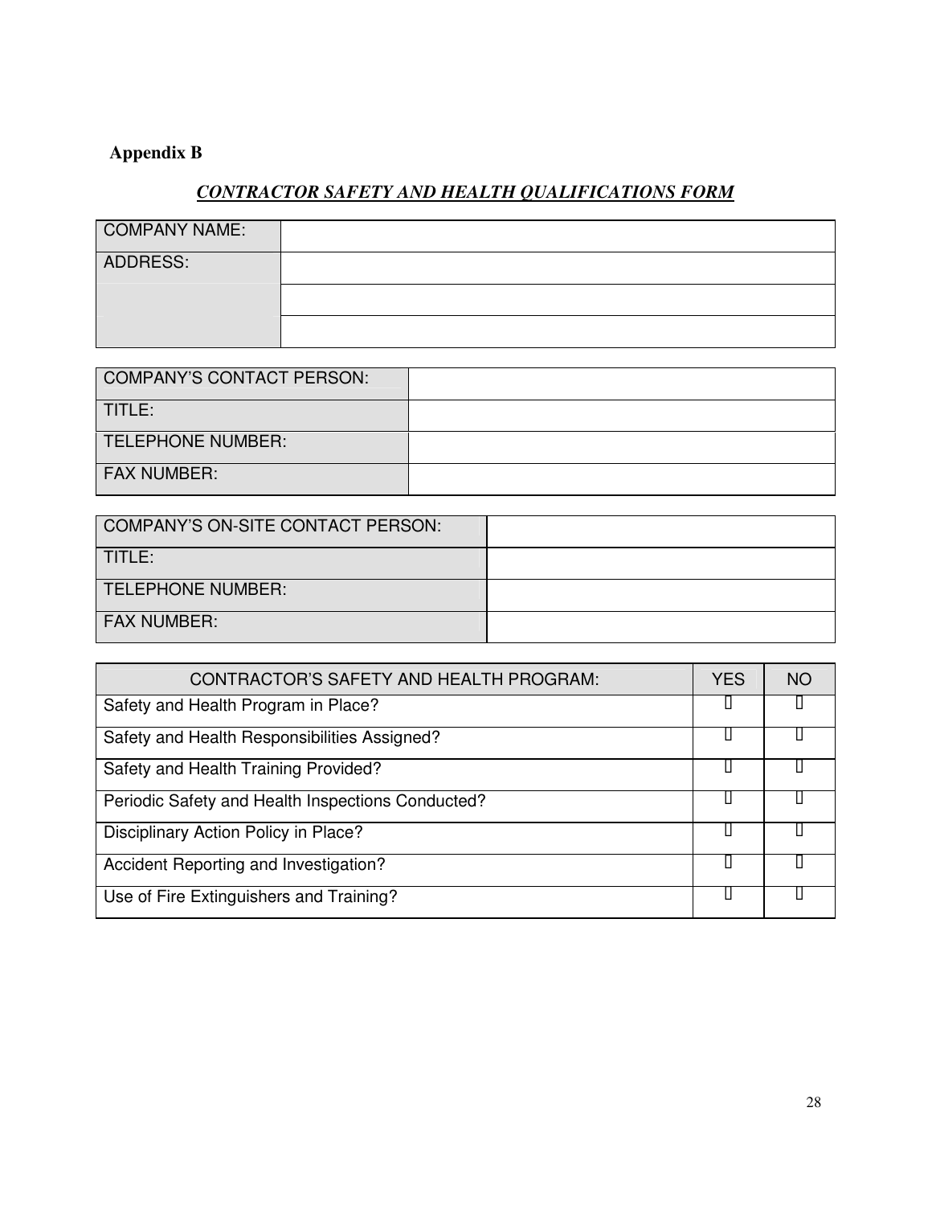**Appendix B**

***CONTRACTOR SAFETY AND HEALTH QUALIFICATIONS FORM***

| COMPANY NAME: | |
|---|---|
| ADDRESS: | |
| | |
| | |

| COMPANY'S CONTACT PERSON: | |
|---|---|
| TITLE: | |
| TELEPHONE NUMBER: | |
| FAX NUMBER: | |

| COMPANY'S ON-SITE CONTACT PERSON: | |
|---|---|
| TITLE: | |
| TELEPHONE NUMBER: | |
| FAX NUMBER: | |

| CONTRACTOR'S SAFETY AND HEALTH PROGRAM: | YES | NO |
|---|---|---|
| Safety and Health Program in Place? | ☐ | ☐ |
| Safety and Health Responsibilities Assigned? | ☐ | ☐ |
| Safety and Health Training Provided? | ☐ | ☐ |
| Periodic Safety and Health Inspections Conducted? | ☐ | ☐ |
| Disciplinary Action Policy in Place? | ☐ | ☐ |
| Accident Reporting and Investigation? | ☐ | ☐ |
| Use of Fire Extinguishers and Training? | ☐ | ☐ |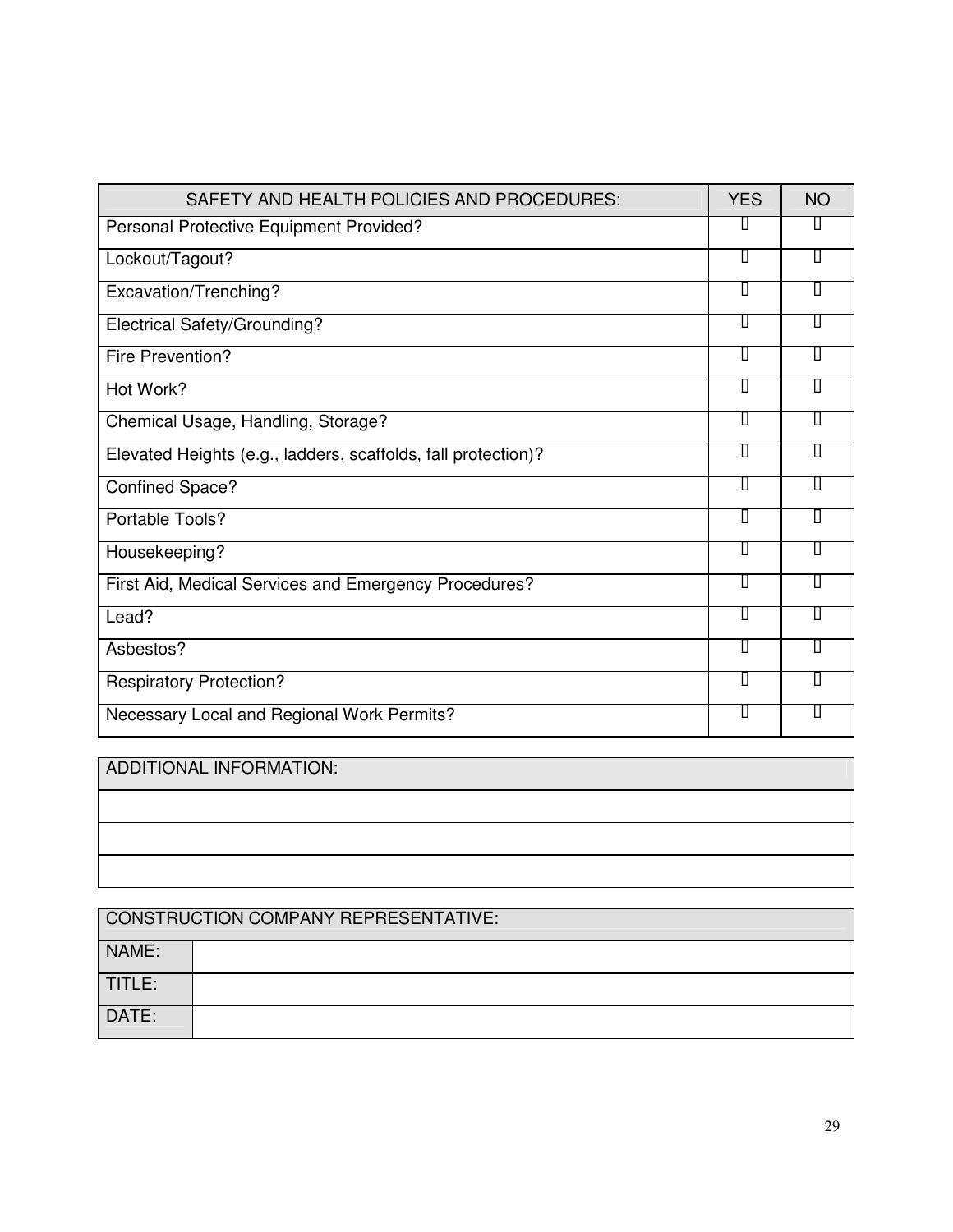| SAFETY AND HEALTH POLICIES AND PROCEDURES: | YES | NO |
|---|---|---|
| Personal Protective Equipment Provided? | ☐ | ☐ |
| Lockout/Tagout? | ☐ | ☐ |
| Excavation/Trenching? | ☐ | ☐ |
| Electrical Safety/Grounding? | ☐ | ☐ |
| Fire Prevention? | ☐ | ☐ |
| Hot Work? | ☐ | ☐ |
| Chemical Usage, Handling, Storage? | ☐ | ☐ |
| Elevated Heights (e.g., ladders, scaffolds, fall protection)? | ☐ | ☐ |
| Confined Space? | ☐ | ☐ |
| Portable Tools? | ☐ | ☐ |
| Housekeeping? | ☐ | ☐ |
| First Aid, Medical Services and Emergency Procedures? | ☐ | ☐ |
| Lead? | ☐ | ☐ |
| Asbestos? | ☐ | ☐ |
| Respiratory Protection? | ☐ | ☐ |
| Necessary Local and Regional Work Permits? | ☐ | ☐ |

| ADDITIONAL INFORMATION: |
|---|
| |
| |
| |

| CONSTRUCTION COMPANY REPRESENTATIVE: | |
|---|---|
| NAME: | |
| TITLE: | |
| DATE: | |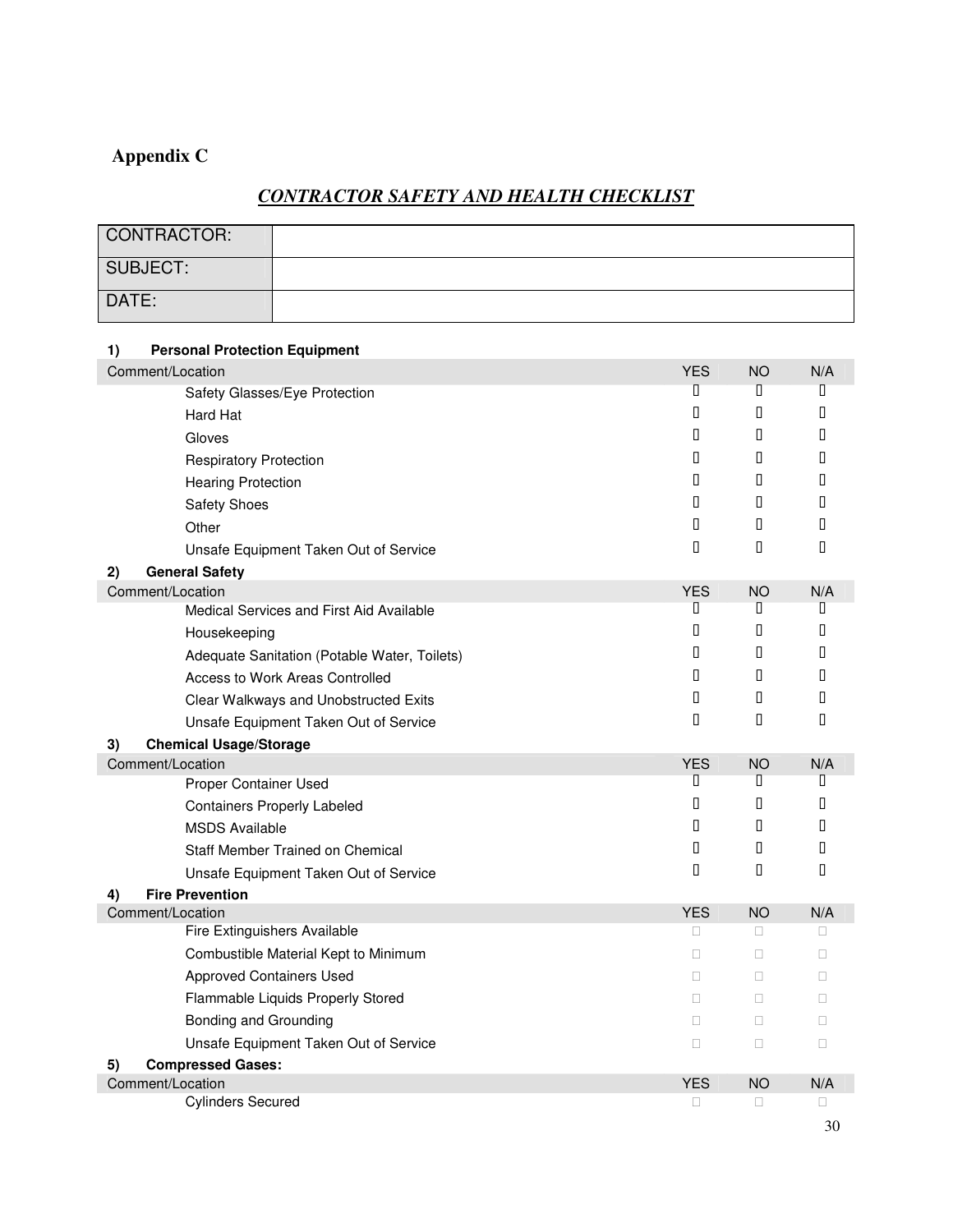## Appendix C

### *CONTRACTOR SAFETY AND HEALTH CHECKLIST*

| CONTRACTOR: | |
|---|---|
| SUBJECT: | |
| DATE: | |

**1) Personal Protection Equipment**

| Comment/Location | YES | NO | N/A |
|---|---|---|---|
| Safety Glasses/Eye Protection | ☐ | ☐ | ☐ |
| Hard Hat | ☐ | ☐ | ☐ |
| Gloves | ☐ | ☐ | ☐ |
| Respiratory Protection | ☐ | ☐ | ☐ |
| Hearing Protection | ☐ | ☐ | ☐ |
| Safety Shoes | ☐ | ☐ | ☐ |
| Other | ☐ | ☐ | ☐ |
| Unsafe Equipment Taken Out of Service | ☐ | ☐ | ☐ |

**2) General Safety**

| Comment/Location | YES | NO | N/A |
|---|---|---|---|
| Medical Services and First Aid Available | ☐ | ☐ | ☐ |
| Housekeeping | ☐ | ☐ | ☐ |
| Adequate Sanitation (Potable Water, Toilets) | ☐ | ☐ | ☐ |
| Access to Work Areas Controlled | ☐ | ☐ | ☐ |
| Clear Walkways and Unobstructed Exits | ☐ | ☐ | ☐ |
| Unsafe Equipment Taken Out of Service | ☐ | ☐ | ☐ |

**3) Chemical Usage/Storage**

| Comment/Location | YES | NO | N/A |
|---|---|---|---|
| Proper Container Used | ☐ | ☐ | ☐ |
| Containers Properly Labeled | ☐ | ☐ | ☐ |
| MSDS Available | ☐ | ☐ | ☐ |
| Staff Member Trained on Chemical | ☐ | ☐ | ☐ |
| Unsafe Equipment Taken Out of Service | ☐ | ☐ | ☐ |

**4) Fire Prevention**

| Comment/Location | YES | NO | N/A |
|---|---|---|---|
| Fire Extinguishers Available | ☐ | ☐ | ☐ |
| Combustible Material Kept to Minimum | ☐ | ☐ | ☐ |
| Approved Containers Used | ☐ | ☐ | ☐ |
| Flammable Liquids Properly Stored | ☐ | ☐ | ☐ |
| Bonding and Grounding | ☐ | ☐ | ☐ |
| Unsafe Equipment Taken Out of Service | ☐ | ☐ | ☐ |

**5) Compressed Gases:**

| Comment/Location | YES | NO | N/A |
|---|---|---|---|
| Cylinders Secured | ☐ | ☐ | ☐ |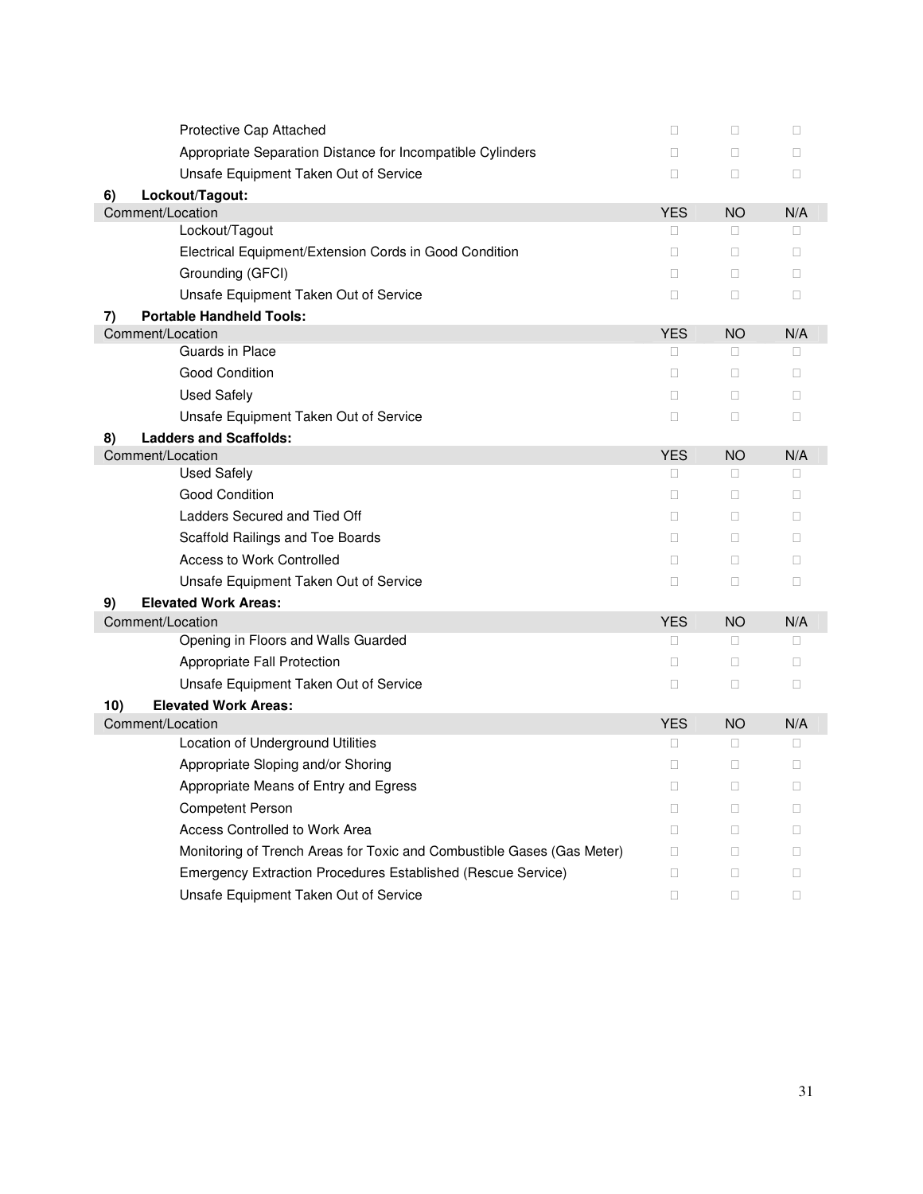| | YES | NO | N/A |
|---|---|---|---|
| Protective Cap Attached | □ | □ | □ |
| Appropriate Separation Distance for Incompatible Cylinders | □ | □ | □ |
| Unsafe Equipment Taken Out of Service | □ | □ | □ |

**6) Lockout/Tagout:**

| Comment/Location | YES | NO | N/A |
|---|---|---|---|
| Lockout/Tagout | □ | □ | □ |
| Electrical Equipment/Extension Cords in Good Condition | □ | □ | □ |
| Grounding (GFCI) | □ | □ | □ |
| Unsafe Equipment Taken Out of Service | □ | □ | □ |

**7) Portable Handheld Tools:**

| Comment/Location | YES | NO | N/A |
|---|---|---|---|
| Guards in Place | □ | □ | □ |
| Good Condition | □ | □ | □ |
| Used Safely | □ | □ | □ |
| Unsafe Equipment Taken Out of Service | □ | □ | □ |

**8) Ladders and Scaffolds:**

| Comment/Location | YES | NO | N/A |
|---|---|---|---|
| Used Safely | □ | □ | □ |
| Good Condition | □ | □ | □ |
| Ladders Secured and Tied Off | □ | □ | □ |
| Scaffold Railings and Toe Boards | □ | □ | □ |
| Access to Work Controlled | □ | □ | □ |
| Unsafe Equipment Taken Out of Service | □ | □ | □ |

**9) Elevated Work Areas:**

| Comment/Location | YES | NO | N/A |
|---|---|---|---|
| Opening in Floors and Walls Guarded | □ | □ | □ |
| Appropriate Fall Protection | □ | □ | □ |
| Unsafe Equipment Taken Out of Service | □ | □ | □ |

**10) Elevated Work Areas:**

| Comment/Location | YES | NO | N/A |
|---|---|---|---|
| Location of Underground Utilities | □ | □ | □ |
| Appropriate Sloping and/or Shoring | □ | □ | □ |
| Appropriate Means of Entry and Egress | □ | □ | □ |
| Competent Person | □ | □ | □ |
| Access Controlled to Work Area | □ | □ | □ |
| Monitoring of Trench Areas for Toxic and Combustible Gases (Gas Meter) | □ | □ | □ |
| Emergency Extraction Procedures Established (Rescue Service) | □ | □ | □ |
| Unsafe Equipment Taken Out of Service | □ | □ | □ |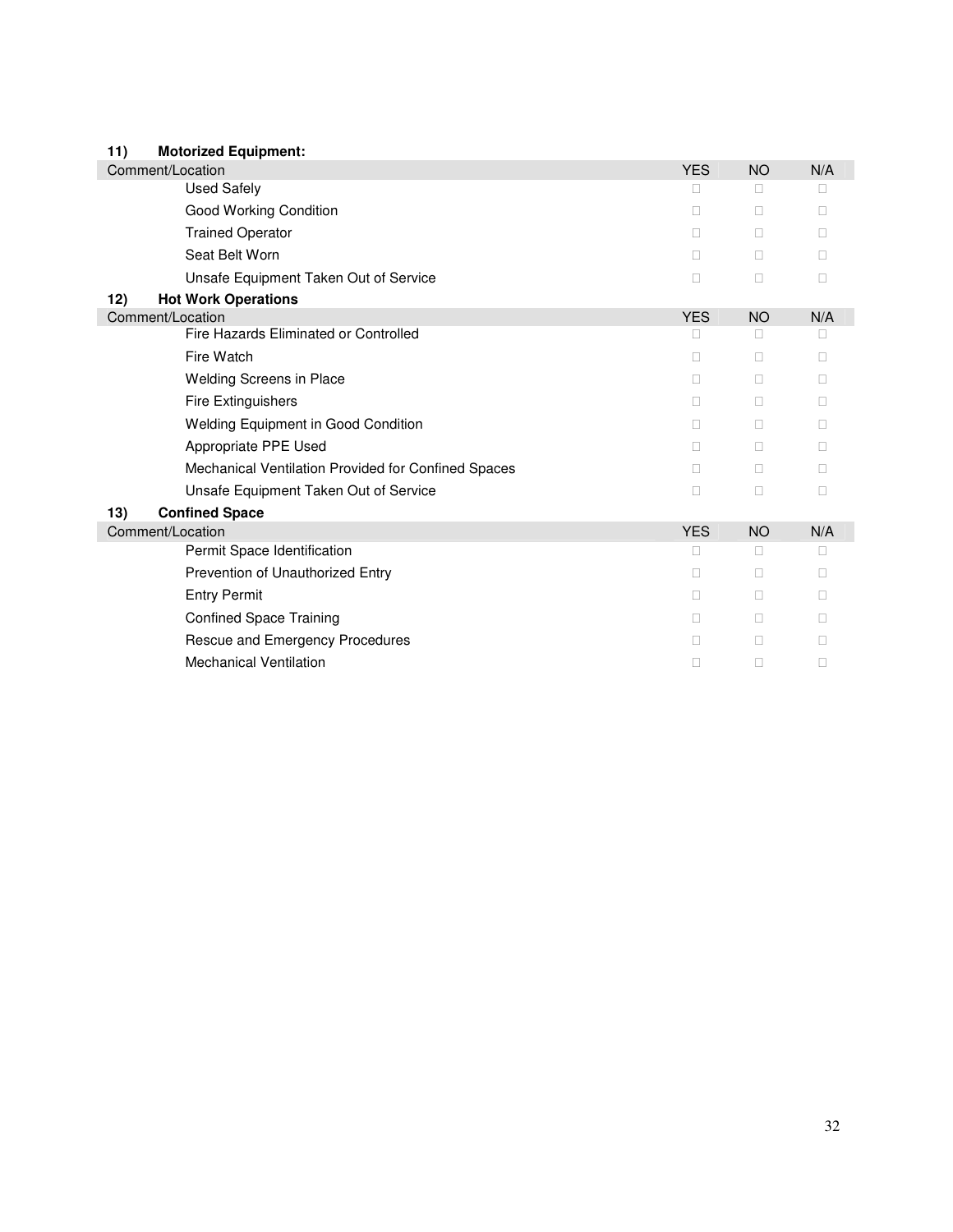**11) Motorized Equipment:**

| Comment/Location | YES | NO | N/A |
|---|---|---|---|
| Used Safely | □ | □ | □ |
| Good Working Condition | □ | □ | □ |
| Trained Operator | □ | □ | □ |
| Seat Belt Worn | □ | □ | □ |
| Unsafe Equipment Taken Out of Service | □ | □ | □ |

**12) Hot Work Operations**

| Comment/Location | YES | NO | N/A |
|---|---|---|---|
| Fire Hazards Eliminated or Controlled | □ | □ | □ |
| Fire Watch | □ | □ | □ |
| Welding Screens in Place | □ | □ | □ |
| Fire Extinguishers | □ | □ | □ |
| Welding Equipment in Good Condition | □ | □ | □ |
| Appropriate PPE Used | □ | □ | □ |
| Mechanical Ventilation Provided for Confined Spaces | □ | □ | □ |
| Unsafe Equipment Taken Out of Service | □ | □ | □ |

**13) Confined Space**

| Comment/Location | YES | NO | N/A |
|---|---|---|---|
| Permit Space Identification | □ | □ | □ |
| Prevention of Unauthorized Entry | □ | □ | □ |
| Entry Permit | □ | □ | □ |
| Confined Space Training | □ | □ | □ |
| Rescue and Emergency Procedures | □ | □ | □ |
| Mechanical Ventilation | □ | □ | □ |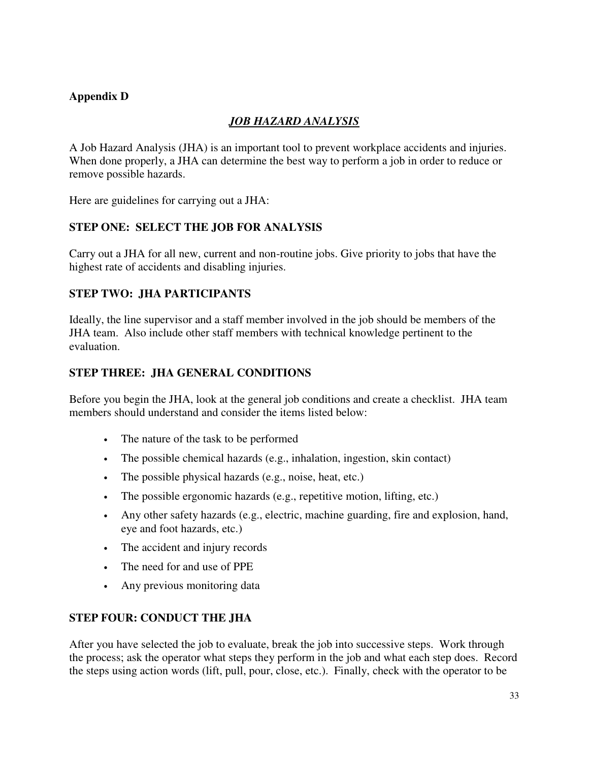**Appendix D**

## *JOB HAZARD ANALYSIS*

A Job Hazard Analysis (JHA) is an important tool to prevent workplace accidents and injuries. When done properly, a JHA can determine the best way to perform a job in order to reduce or remove possible hazards.

Here are guidelines for carrying out a JHA:

### STEP ONE: SELECT THE JOB FOR ANALYSIS

Carry out a JHA for all new, current and non-routine jobs. Give priority to jobs that have the highest rate of accidents and disabling injuries.

### STEP TWO: JHA PARTICIPANTS

Ideally, the line supervisor and a staff member involved in the job should be members of the JHA team. Also include other staff members with technical knowledge pertinent to the evaluation.

### STEP THREE: JHA GENERAL CONDITIONS

Before you begin the JHA, look at the general job conditions and create a checklist. JHA team members should understand and consider the items listed below:

- The nature of the task to be performed
- The possible chemical hazards (e.g., inhalation, ingestion, skin contact)
- The possible physical hazards (e.g., noise, heat, etc.)
- The possible ergonomic hazards (e.g., repetitive motion, lifting, etc.)
- Any other safety hazards (e.g., electric, machine guarding, fire and explosion, hand, eye and foot hazards, etc.)
- The accident and injury records
- The need for and use of PPE
- Any previous monitoring data

### STEP FOUR: CONDUCT THE JHA

After you have selected the job to evaluate, break the job into successive steps. Work through the process; ask the operator what steps they perform in the job and what each step does. Record the steps using action words (lift, pull, pour, close, etc.). Finally, check with the operator to be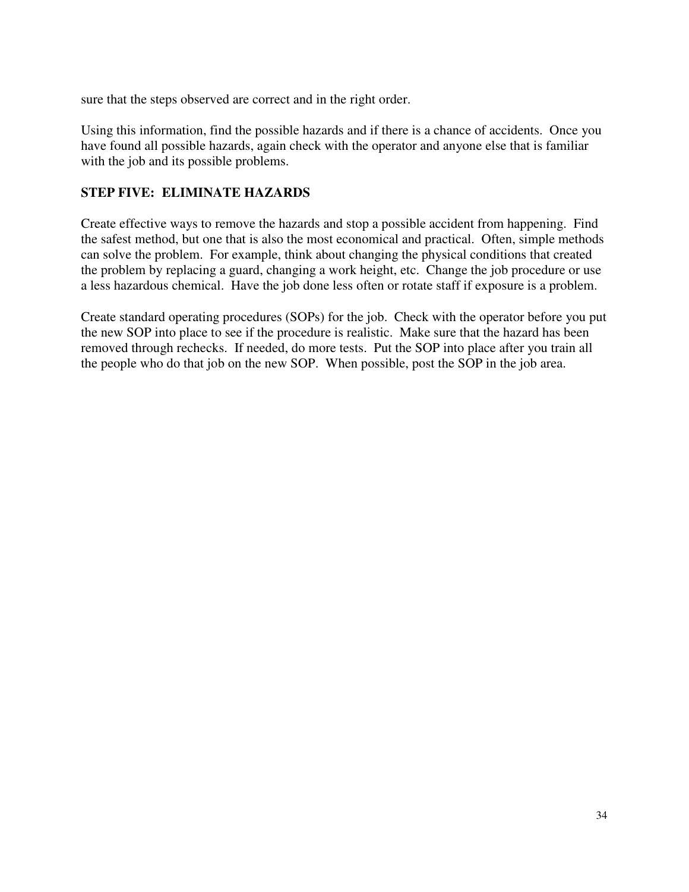sure that the steps observed are correct and in the right order.

Using this information, find the possible hazards and if there is a chance of accidents. Once you have found all possible hazards, again check with the operator and anyone else that is familiar with the job and its possible problems.

**STEP FIVE: ELIMINATE HAZARDS**

Create effective ways to remove the hazards and stop a possible accident from happening. Find the safest method, but one that is also the most economical and practical. Often, simple methods can solve the problem. For example, think about changing the physical conditions that created the problem by replacing a guard, changing a work height, etc. Change the job procedure or use a less hazardous chemical. Have the job done less often or rotate staff if exposure is a problem.

Create standard operating procedures (SOPs) for the job. Check with the operator before you put the new SOP into place to see if the procedure is realistic. Make sure that the hazard has been removed through rechecks. If needed, do more tests. Put the SOP into place after you train all the people who do that job on the new SOP. When possible, post the SOP in the job area.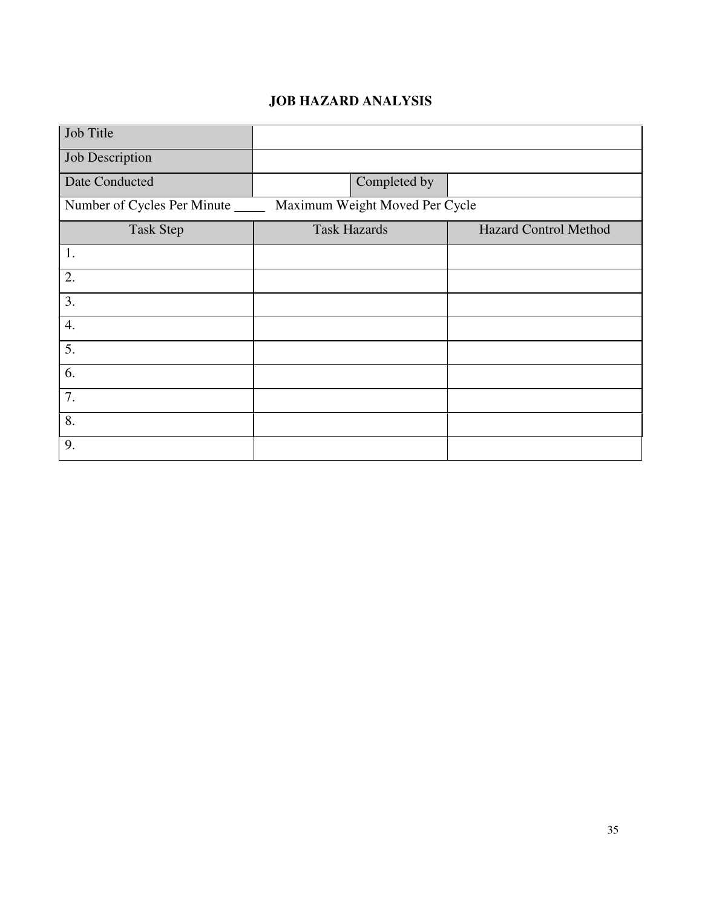# JOB HAZARD ANALYSIS

| Job Title | | | |
|---|---|---|---|
| Job Description | | | |
| Date Conducted | | Completed by | |
| Number of Cycles Per Minute _____ Maximum Weight Moved Per Cycle | | | |

| Task Step | Task Hazards | Hazard Control Method |
|---|---|---|
| 1. | | |
| 2. | | |
| 3. | | |
| 4. | | |
| 5. | | |
| 6. | | |
| 7. | | |
| 8. | | |
| 9. | | |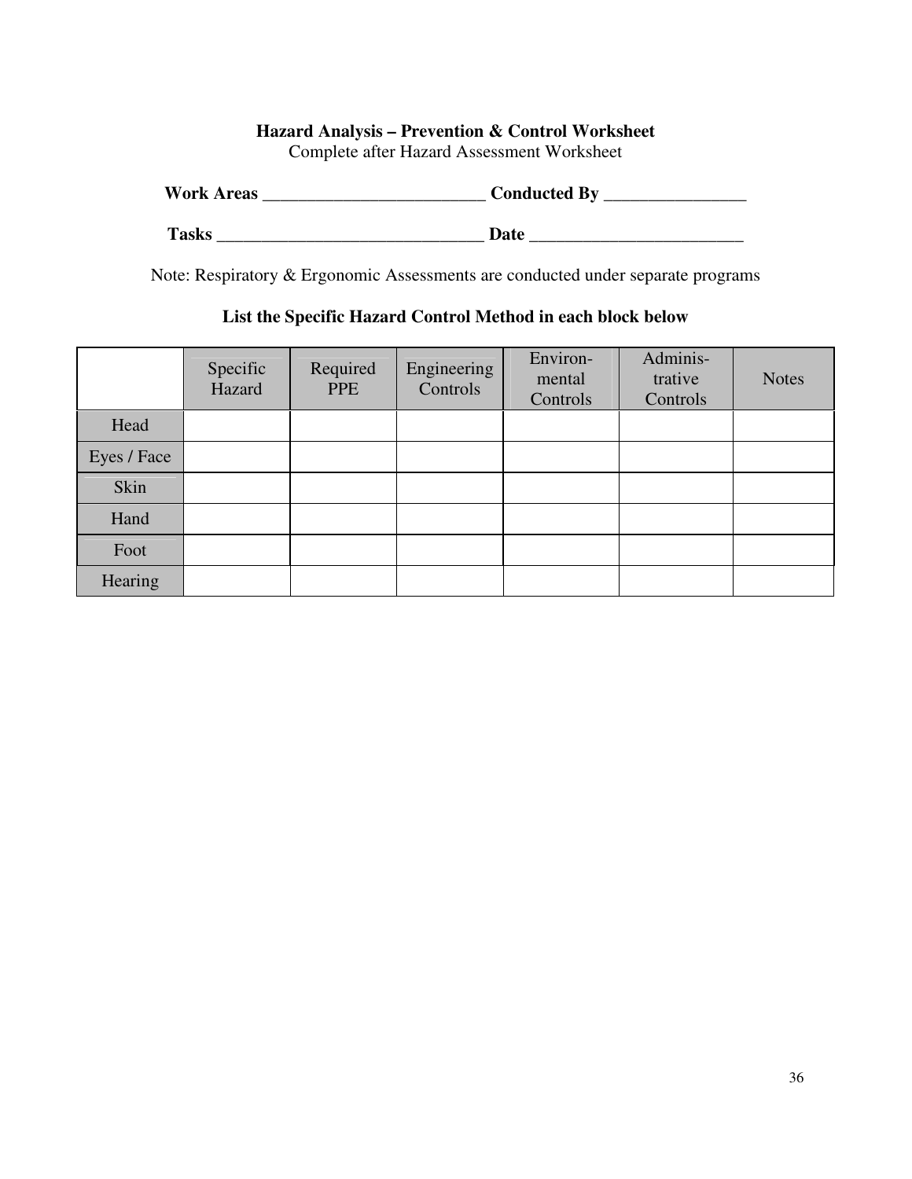**Hazard Analysis – Prevention & Control Worksheet**

Complete after Hazard Assessment Worksheet

**Work Areas** _________________________ **Conducted By** ________________

**Tasks** _______________________________ **Date** ________________________

Note: Respiratory & Ergonomic Assessments are conducted under separate programs

**List the Specific Hazard Control Method in each block below**

| | Specific Hazard | Required PPE | Engineering Controls | Environ-mental Controls | Adminis-trative Controls | Notes |
|---|---|---|---|---|---|---|
| Head | | | | | | |
| Eyes / Face | | | | | | |
| Skin | | | | | | |
| Hand | | | | | | |
| Foot | | | | | | |
| Hearing | | | | | | |